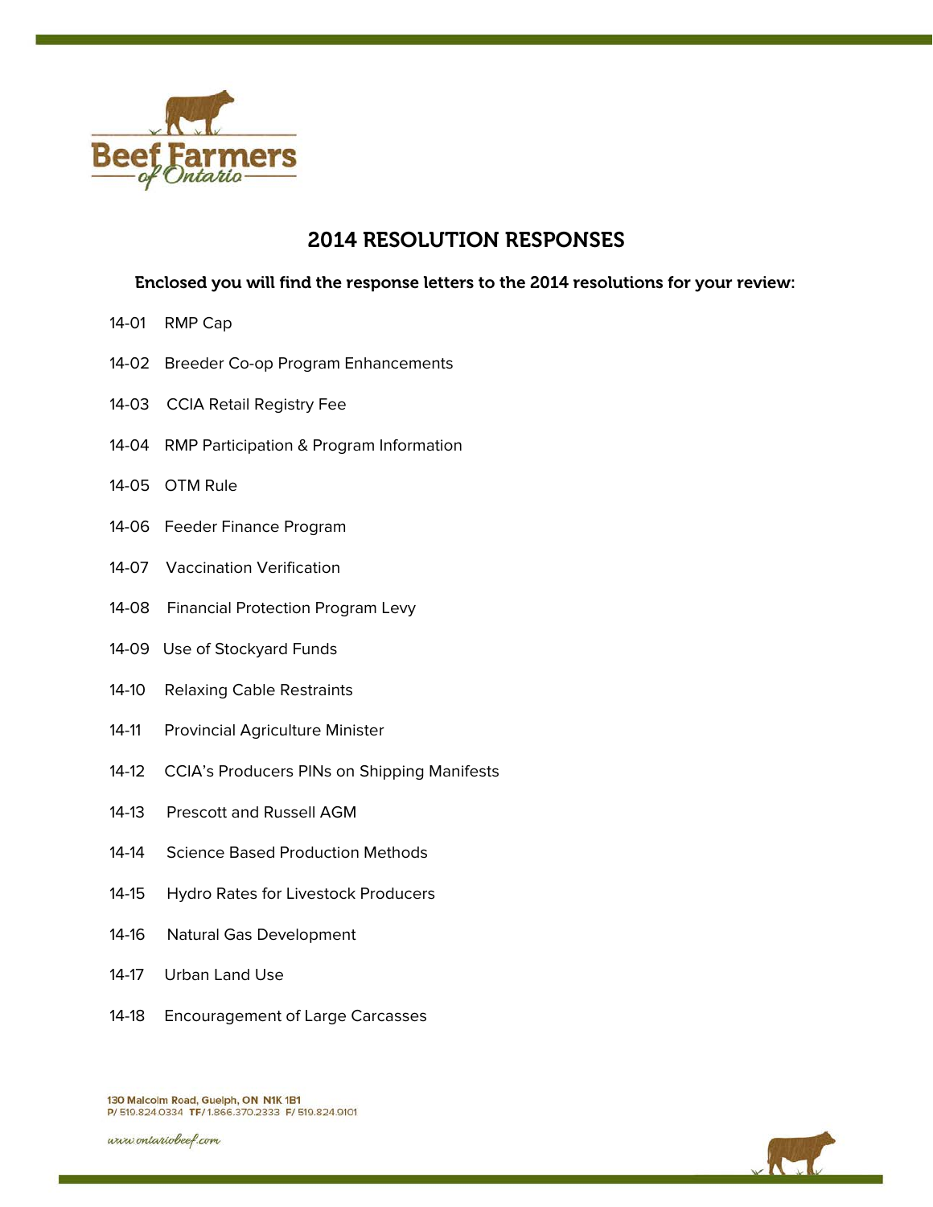Beef Farmers of Ontario

# 2014 RESOLUTION RESPONSES

**Enclosed you will find the response letters to the 2014 resolutions for your review:**

14-01 RMP Cap

14-02 Breeder Co-op Program Enhancements

14-03 CCIA Retail Registry Fee

14-04 RMP Participation & Program Information

14-05 OTM Rule

14-06 Feeder Finance Program

14-07 Vaccination Verification

14-08 Financial Protection Program Levy

14-09 Use of Stockyard Funds

14-10 Relaxing Cable Restraints

14-11 Provincial Agriculture Minister

14-12 CCIA's Producers PINs on Shipping Manifests

14-13 Prescott and Russell AGM

14-14 Science Based Production Methods

14-15 Hydro Rates for Livestock Producers

14-16 Natural Gas Development

14-17 Urban Land Use

14-18 Encouragement of Large Carcasses

130 Malcolm Road, Guelph, ON N1K 1B1
P/ 519.824.0334 TF/ 1.866.370.2333 F/ 519.824.9101

www.ontariobeef.com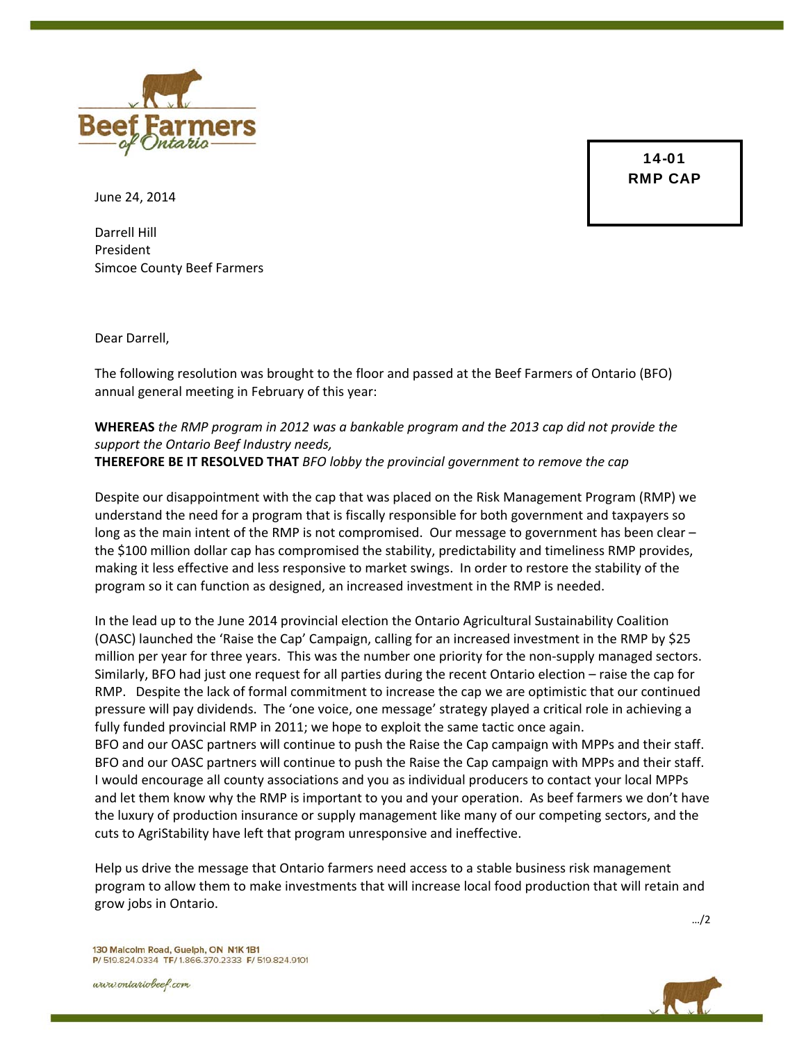**14-01**
**RMP CAP**

June 24, 2014

Darrell Hill
President
Simcoe County Beef Farmers

Dear Darrell,

The following resolution was brought to the floor and passed at the Beef Farmers of Ontario (BFO) annual general meeting in February of this year:

**WHEREAS** *the RMP program in 2012 was a bankable program and the 2013 cap did not provide the support the Ontario Beef Industry needs,*
**THEREFORE BE IT RESOLVED THAT** *BFO lobby the provincial government to remove the cap*

Despite our disappointment with the cap that was placed on the Risk Management Program (RMP) we understand the need for a program that is fiscally responsible for both government and taxpayers so long as the main intent of the RMP is not compromised. Our message to government has been clear – the $100 million dollar cap has compromised the stability, predictability and timeliness RMP provides, making it less effective and less responsive to market swings. In order to restore the stability of the program so it can function as designed, an increased investment in the RMP is needed.

In the lead up to the June 2014 provincial election the Ontario Agricultural Sustainability Coalition (OASC) launched the 'Raise the Cap' Campaign, calling for an increased investment in the RMP by $25 million per year for three years. This was the number one priority for the non-supply managed sectors. Similarly, BFO had just one request for all parties during the recent Ontario election – raise the cap for RMP. Despite the lack of formal commitment to increase the cap we are optimistic that our continued pressure will pay dividends. The 'one voice, one message' strategy played a critical role in achieving a fully funded provincial RMP in 2011; we hope to exploit the same tactic once again.
BFO and our OASC partners will continue to push the Raise the Cap campaign with MPPs and their staff.
BFO and our OASC partners will continue to push the Raise the Cap campaign with MPPs and their staff.
I would encourage all county associations and you as individual producers to contact your local MPPs and let them know why the RMP is important to you and your operation. As beef farmers we don't have the luxury of production insurance or supply management like many of our competing sectors, and the cuts to AgriStability have left that program unresponsive and ineffective.

Help us drive the message that Ontario farmers need access to a stable business risk management program to allow them to make investments that will increase local food production that will retain and grow jobs in Ontario.

…/2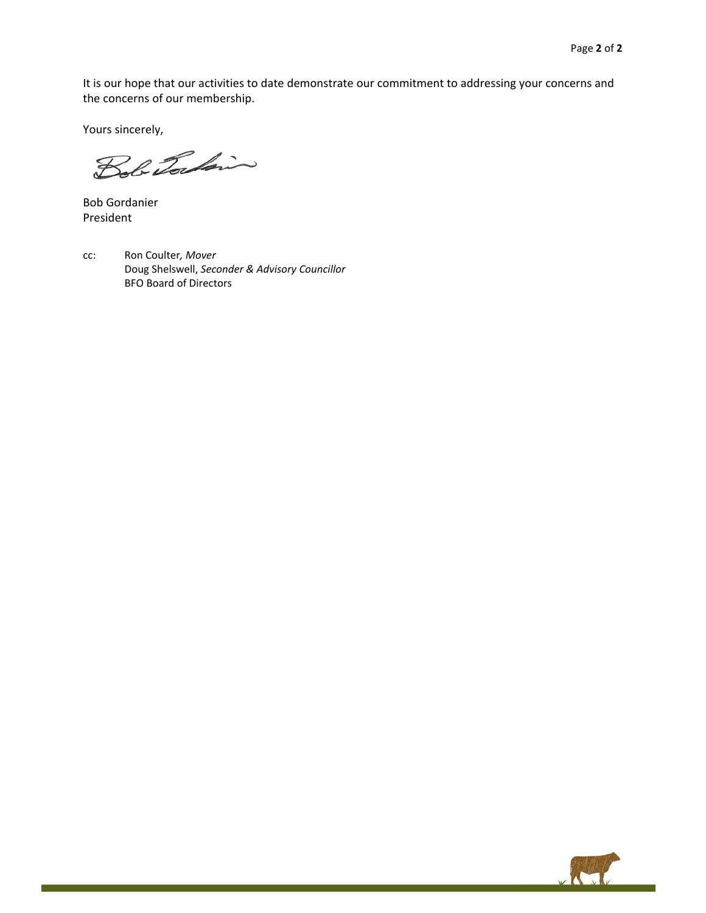It is our hope that our activities to date demonstrate our commitment to addressing your concerns and the concerns of our membership.

Yours sincerely,

Bob Gordanier
President

cc: Ron Coulter, *Mover*
Doug Shelswell, *Seconder & Advisory Councillor*
BFO Board of Directors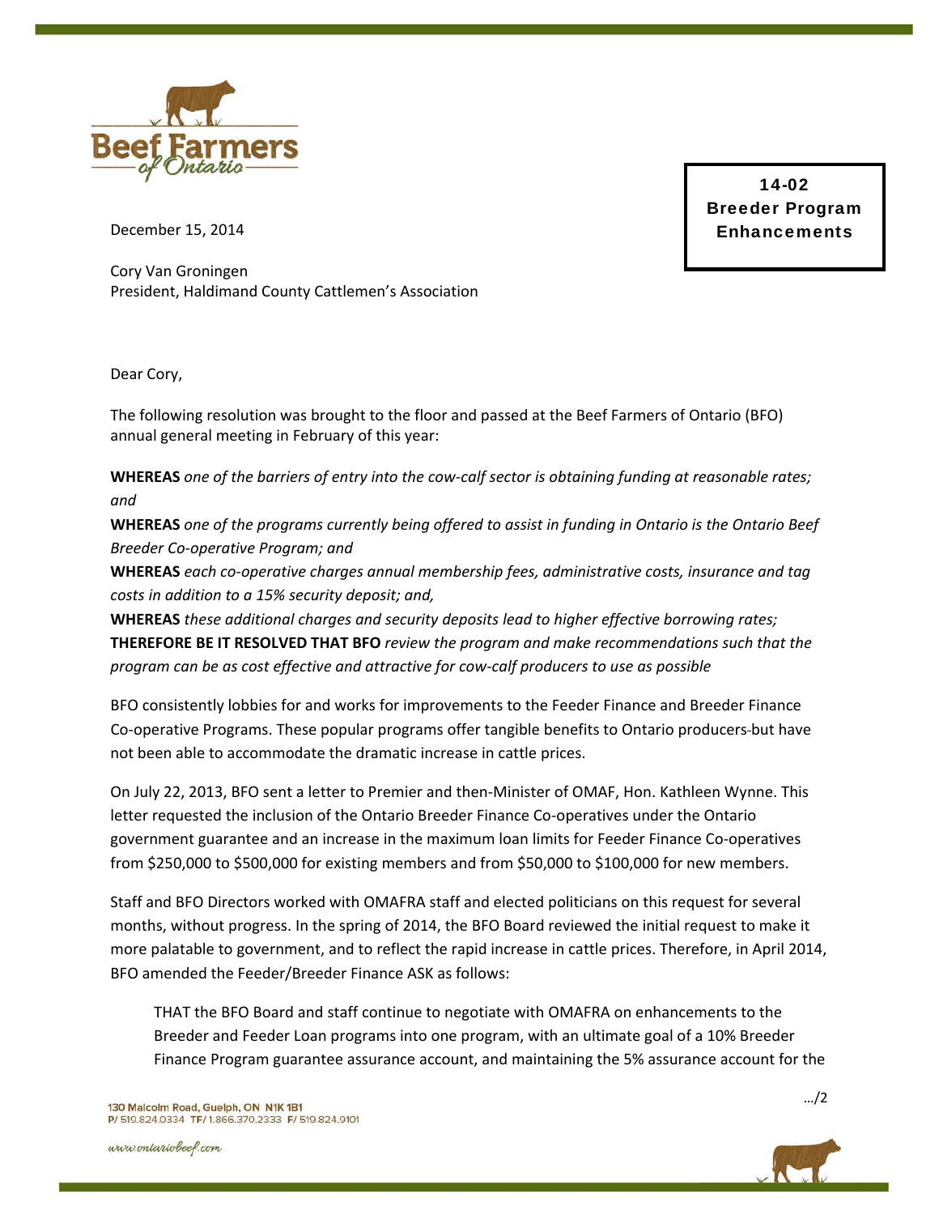**14-02**
**Breeder Program Enhancements**

December 15, 2014

Cory Van Groningen
President, Haldimand County Cattlemen's Association

Dear Cory,

The following resolution was brought to the floor and passed at the Beef Farmers of Ontario (BFO) annual general meeting in February of this year:

**WHEREAS** *one of the barriers of entry into the cow-calf sector is obtaining funding at reasonable rates; and*

**WHEREAS** *one of the programs currently being offered to assist in funding in Ontario is the Ontario Beef Breeder Co-operative Program; and*

**WHEREAS** *each co-operative charges annual membership fees, administrative costs, insurance and tag costs in addition to a 15% security deposit; and,*

**WHEREAS** *these additional charges and security deposits lead to higher effective borrowing rates;*

**THEREFORE BE IT RESOLVED THAT BFO** *review the program and make recommendations such that the program can be as cost effective and attractive for cow-calf producers to use as possible*

BFO consistently lobbies for and works for improvements to the Feeder Finance and Breeder Finance Co-operative Programs. These popular programs offer tangible benefits to Ontario producers but have not been able to accommodate the dramatic increase in cattle prices.

On July 22, 2013, BFO sent a letter to Premier and then-Minister of OMAF, Hon. Kathleen Wynne. This letter requested the inclusion of the Ontario Breeder Finance Co-operatives under the Ontario government guarantee and an increase in the maximum loan limits for Feeder Finance Co-operatives from $250,000 to $500,000 for existing members and from $50,000 to $100,000 for new members.

Staff and BFO Directors worked with OMAFRA staff and elected politicians on this request for several months, without progress. In the spring of 2014, the BFO Board reviewed the initial request to make it more palatable to government, and to reflect the rapid increase in cattle prices. Therefore, in April 2014, BFO amended the Feeder/Breeder Finance ASK as follows:

> THAT the BFO Board and staff continue to negotiate with OMAFRA on enhancements to the Breeder and Feeder Loan programs into one program, with an ultimate goal of a 10% Breeder Finance Program guarantee assurance account, and maintaining the 5% assurance account for the

…/2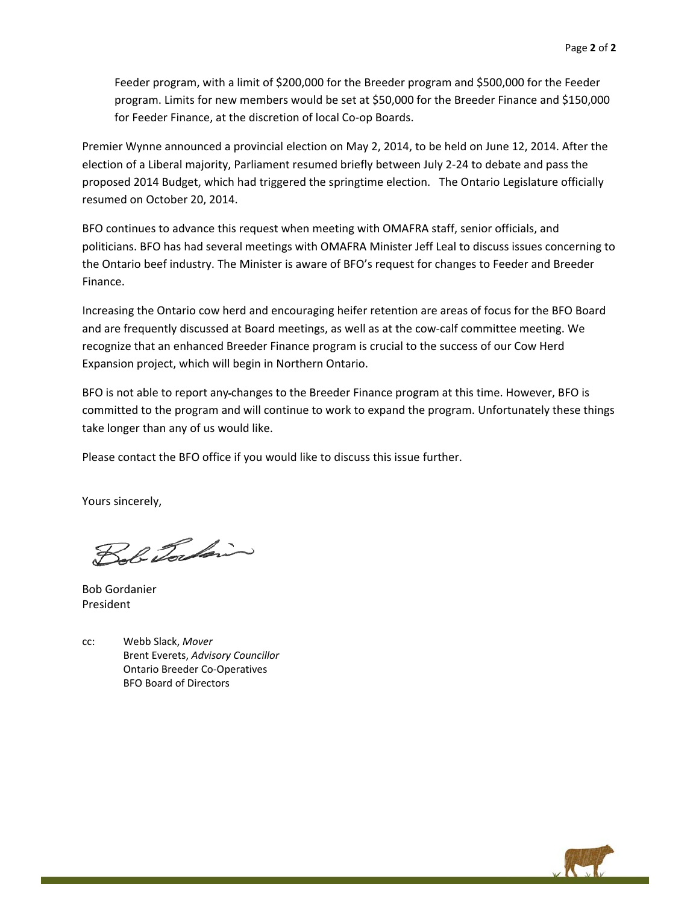Feeder program, with a limit of $200,000 for the Breeder program and $500,000 for the Feeder program. Limits for new members would be set at $50,000 for the Breeder Finance and $150,000 for Feeder Finance, at the discretion of local Co-op Boards.

Premier Wynne announced a provincial election on May 2, 2014, to be held on June 12, 2014. After the election of a Liberal majority, Parliament resumed briefly between July 2-24 to debate and pass the proposed 2014 Budget, which had triggered the springtime election. The Ontario Legislature officially resumed on October 20, 2014.

BFO continues to advance this request when meeting with OMAFRA staff, senior officials, and politicians. BFO has had several meetings with OMAFRA Minister Jeff Leal to discuss issues concerning to the Ontario beef industry. The Minister is aware of BFO's request for changes to Feeder and Breeder Finance.

Increasing the Ontario cow herd and encouraging heifer retention are areas of focus for the BFO Board and are frequently discussed at Board meetings, as well as at the cow-calf committee meeting. We recognize that an enhanced Breeder Finance program is crucial to the success of our Cow Herd Expansion project, which will begin in Northern Ontario.

BFO is not able to report any changes to the Breeder Finance program at this time. However, BFO is committed to the program and will continue to work to expand the program. Unfortunately these things take longer than any of us would like.

Please contact the BFO office if you would like to discuss this issue further.

Yours sincerely,

Bob Gordanier
President

cc: Webb Slack, *Mover*
Brent Everets, *Advisory Councillor*
Ontario Breeder Co-Operatives
BFO Board of Directors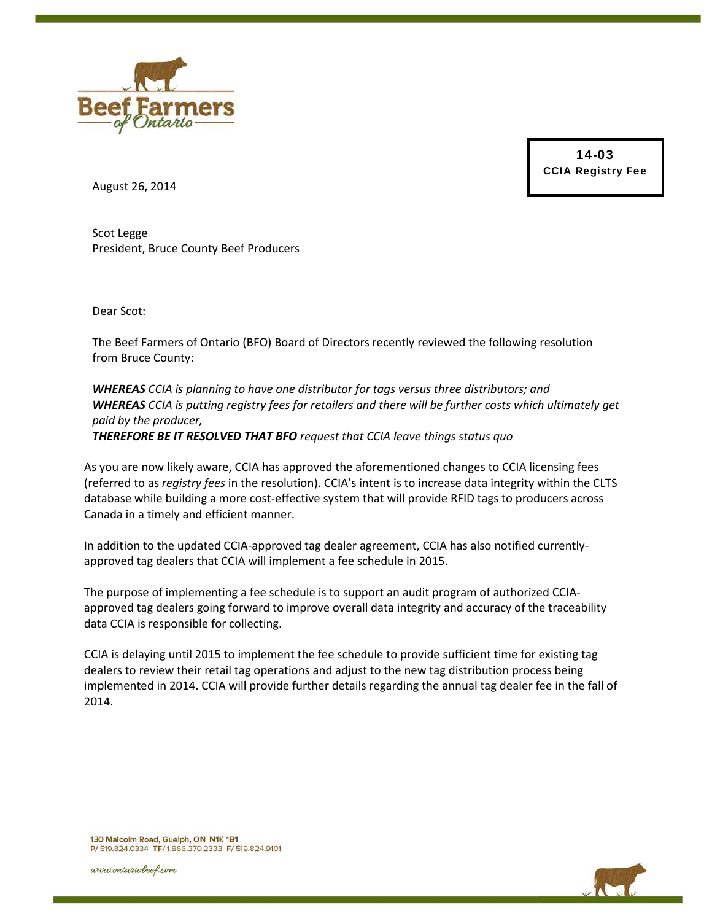**14-03**
**CCIA Registry Fee**

August 26, 2014

Scot Legge
President, Bruce County Beef Producers

Dear Scot:

The Beef Farmers of Ontario (BFO) Board of Directors recently reviewed the following resolution from Bruce County:

***WHEREAS*** *CCIA is planning to have one distributor for tags versus three distributors; and*
***WHEREAS*** *CCIA is putting registry fees for retailers and there will be further costs which ultimately get paid by the producer,*
***THEREFORE BE IT RESOLVED THAT BFO*** *request that CCIA leave things status quo*

As you are now likely aware, CCIA has approved the aforementioned changes to CCIA licensing fees (referred to as *registry fees* in the resolution). CCIA's intent is to increase data integrity within the CLTS database while building a more cost-effective system that will provide RFID tags to producers across Canada in a timely and efficient manner.

In addition to the updated CCIA-approved tag dealer agreement, CCIA has also notified currently-approved tag dealers that CCIA will implement a fee schedule in 2015.

The purpose of implementing a fee schedule is to support an audit program of authorized CCIA-approved tag dealers going forward to improve overall data integrity and accuracy of the traceability data CCIA is responsible for collecting.

CCIA is delaying until 2015 to implement the fee schedule to provide sufficient time for existing tag dealers to review their retail tag operations and adjust to the new tag distribution process being implemented in 2014. CCIA will provide further details regarding the annual tag dealer fee in the fall of 2014.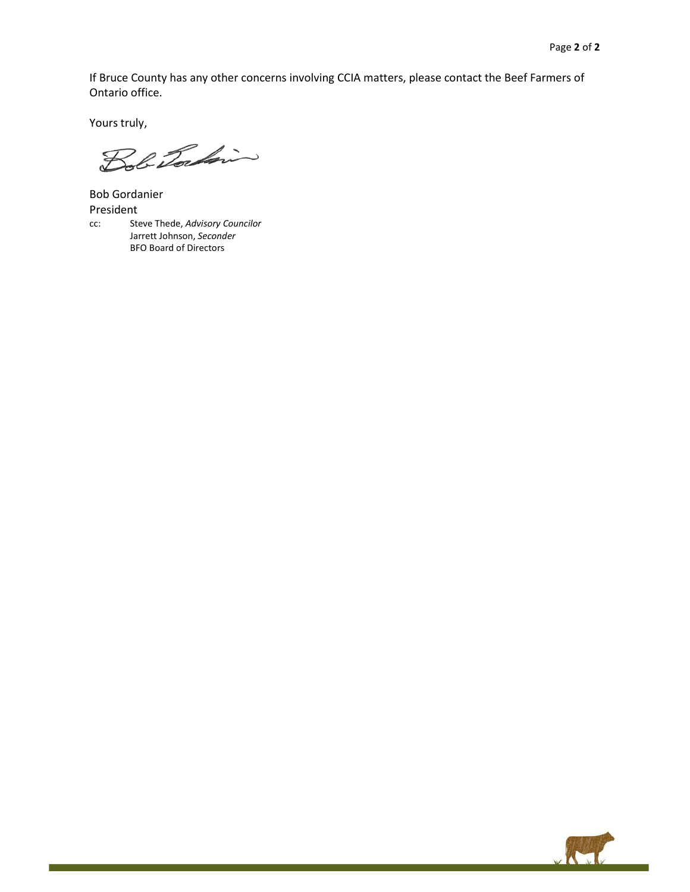If Bruce County has any other concerns involving CCIA matters, please contact the Beef Farmers of Ontario office.

Yours truly,

Bob Gordanier
President

cc: Steve Thede, *Advisory Councilor*
Jarrett Johnson, *Seconder*
BFO Board of Directors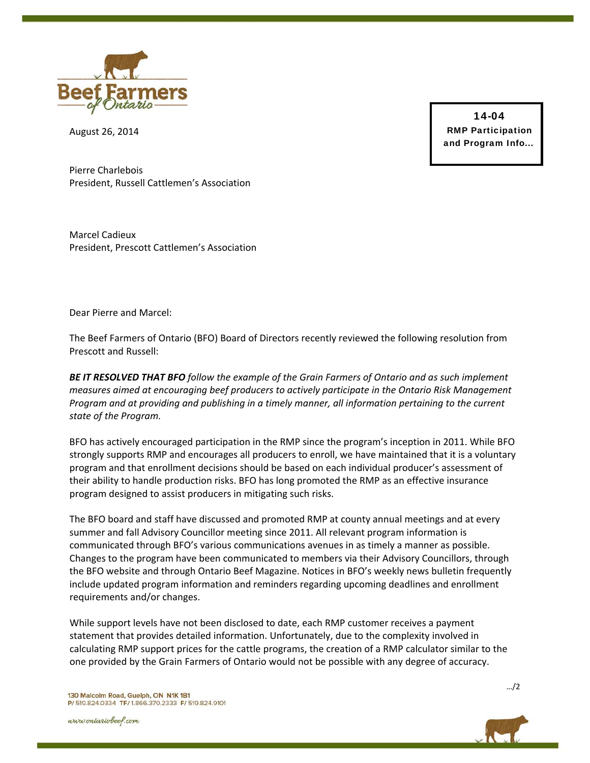August 26, 2014

**14-04**
**RMP Participation and Program Info...**

Pierre Charlebois
President, Russell Cattlemen's Association

Marcel Cadieux
President, Prescott Cattlemen's Association

Dear Pierre and Marcel:

The Beef Farmers of Ontario (BFO) Board of Directors recently reviewed the following resolution from Prescott and Russell:

***BE IT RESOLVED THAT BFO*** *follow the example of the Grain Farmers of Ontario and as such implement measures aimed at encouraging beef producers to actively participate in the Ontario Risk Management Program and at providing and publishing in a timely manner, all information pertaining to the current state of the Program.*

BFO has actively encouraged participation in the RMP since the program's inception in 2011. While BFO strongly supports RMP and encourages all producers to enroll, we have maintained that it is a voluntary program and that enrollment decisions should be based on each individual producer's assessment of their ability to handle production risks. BFO has long promoted the RMP as an effective insurance program designed to assist producers in mitigating such risks.

The BFO board and staff have discussed and promoted RMP at county annual meetings and at every summer and fall Advisory Councillor meeting since 2011. All relevant program information is communicated through BFO's various communications avenues in as timely a manner as possible. Changes to the program have been communicated to members via their Advisory Councillors, through the BFO website and through Ontario Beef Magazine. Notices in BFO's weekly news bulletin frequently include updated program information and reminders regarding upcoming deadlines and enrollment requirements and/or changes.

While support levels have not been disclosed to date, each RMP customer receives a payment statement that provides detailed information. Unfortunately, due to the complexity involved in calculating RMP support prices for the cattle programs, the creation of a RMP calculator similar to the one provided by the Grain Farmers of Ontario would not be possible with any degree of accuracy.

…/2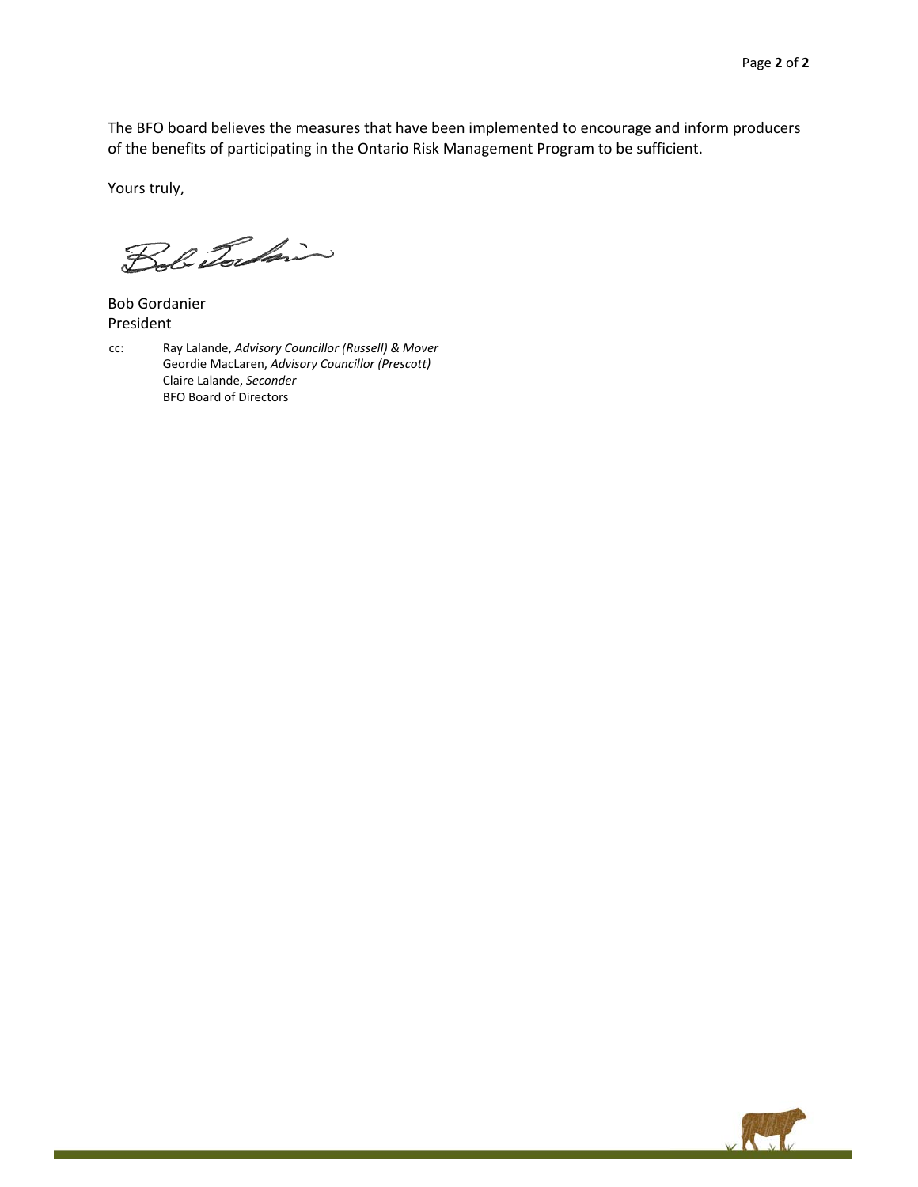The BFO board believes the measures that have been implemented to encourage and inform producers of the benefits of participating in the Ontario Risk Management Program to be sufficient.

Yours truly,

Bob Gordanier
President

cc: Ray Lalande, *Advisory Councillor (Russell) & Mover*
Geordie MacLaren, *Advisory Councillor (Prescott)*
Claire Lalande, *Seconder*
BFO Board of Directors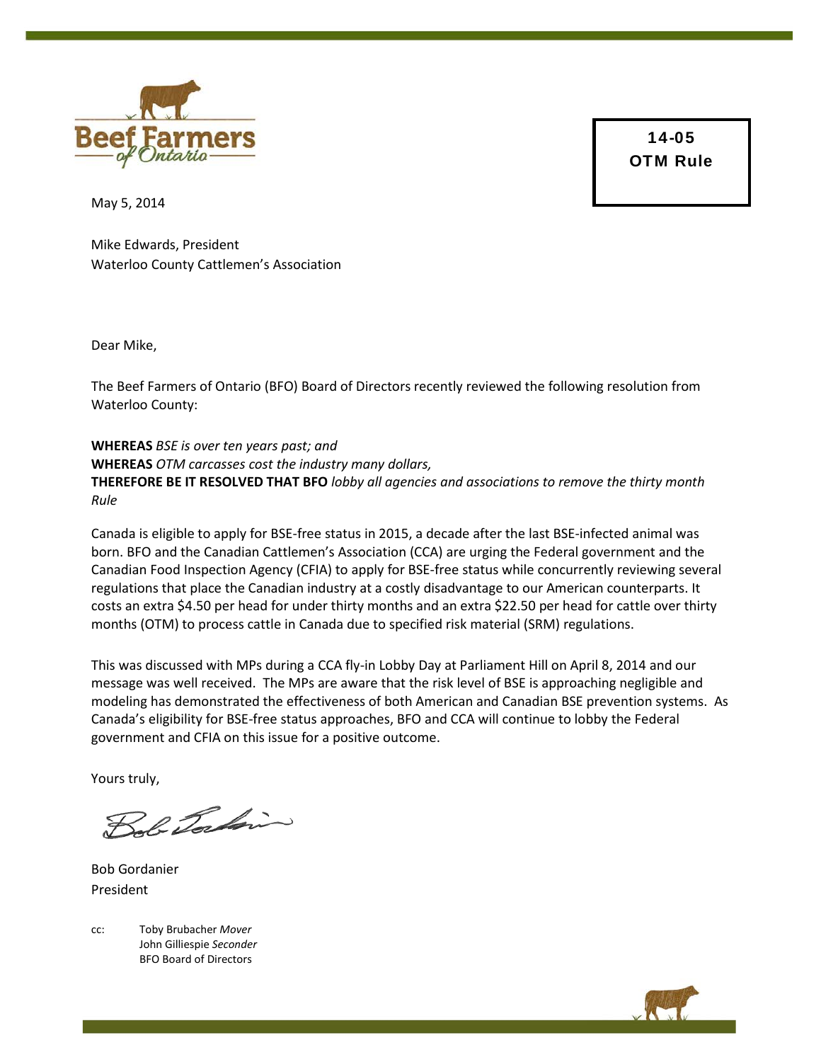**14-05**
**OTM Rule**

May 5, 2014

Mike Edwards, President
Waterloo County Cattlemen's Association

Dear Mike,

The Beef Farmers of Ontario (BFO) Board of Directors recently reviewed the following resolution from Waterloo County:

**WHEREAS** *BSE is over ten years past; and*
**WHEREAS** *OTM carcasses cost the industry many dollars,*
**THEREFORE BE IT RESOLVED THAT BFO** *lobby all agencies and associations to remove the thirty month Rule*

Canada is eligible to apply for BSE-free status in 2015, a decade after the last BSE-infected animal was born. BFO and the Canadian Cattlemen's Association (CCA) are urging the Federal government and the Canadian Food Inspection Agency (CFIA) to apply for BSE-free status while concurrently reviewing several regulations that place the Canadian industry at a costly disadvantage to our American counterparts. It costs an extra $4.50 per head for under thirty months and an extra $22.50 per head for cattle over thirty months (OTM) to process cattle in Canada due to specified risk material (SRM) regulations.

This was discussed with MPs during a CCA fly-in Lobby Day at Parliament Hill on April 8, 2014 and our message was well received. The MPs are aware that the risk level of BSE is approaching negligible and modeling has demonstrated the effectiveness of both American and Canadian BSE prevention systems. As Canada's eligibility for BSE-free status approaches, BFO and CCA will continue to lobby the Federal government and CFIA on this issue for a positive outcome.

Yours truly,

Bob Gordanier
President

cc: Toby Brubacher *Mover*
John Gilliespie *Seconder*
BFO Board of Directors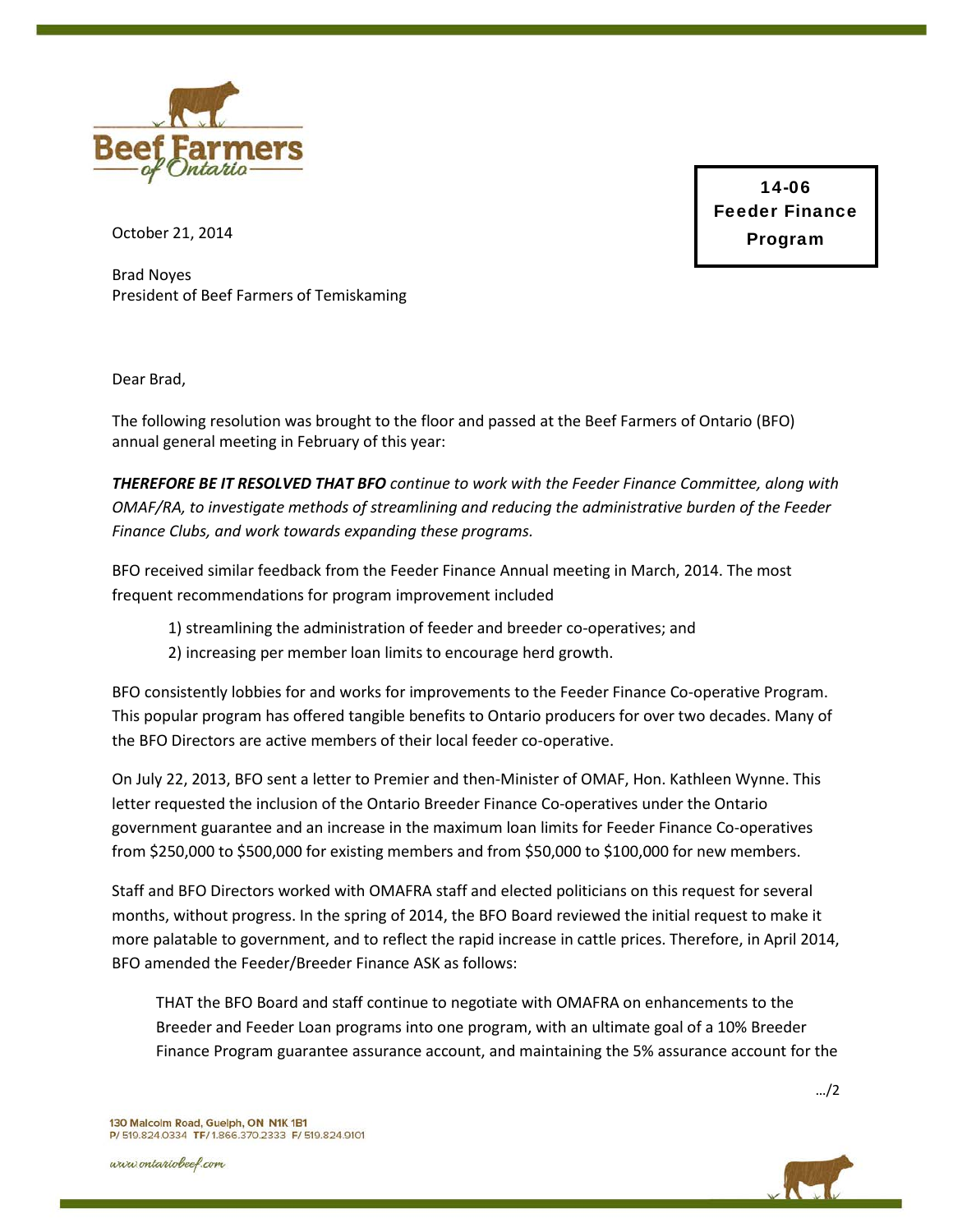**14-06 Feeder Finance Program**

October 21, 2014

Brad Noyes
President of Beef Farmers of Temiskaming

Dear Brad,

The following resolution was brought to the floor and passed at the Beef Farmers of Ontario (BFO) annual general meeting in February of this year:

***THEREFORE BE IT RESOLVED THAT BFO** continue to work with the Feeder Finance Committee, along with OMAF/RA, to investigate methods of streamlining and reducing the administrative burden of the Feeder Finance Clubs, and work towards expanding these programs.*

BFO received similar feedback from the Feeder Finance Annual meeting in March, 2014. The most frequent recommendations for program improvement included

1) streamlining the administration of feeder and breeder co-operatives; and
2) increasing per member loan limits to encourage herd growth.

BFO consistently lobbies for and works for improvements to the Feeder Finance Co-operative Program. This popular program has offered tangible benefits to Ontario producers for over two decades. Many of the BFO Directors are active members of their local feeder co-operative.

On July 22, 2013, BFO sent a letter to Premier and then-Minister of OMAF, Hon. Kathleen Wynne. This letter requested the inclusion of the Ontario Breeder Finance Co-operatives under the Ontario government guarantee and an increase in the maximum loan limits for Feeder Finance Co-operatives from $250,000 to $500,000 for existing members and from $50,000 to $100,000 for new members.

Staff and BFO Directors worked with OMAFRA staff and elected politicians on this request for several months, without progress. In the spring of 2014, the BFO Board reviewed the initial request to make it more palatable to government, and to reflect the rapid increase in cattle prices. Therefore, in April 2014, BFO amended the Feeder/Breeder Finance ASK as follows:

> THAT the BFO Board and staff continue to negotiate with OMAFRA on enhancements to the Breeder and Feeder Loan programs into one program, with an ultimate goal of a 10% Breeder Finance Program guarantee assurance account, and maintaining the 5% assurance account for the

…/2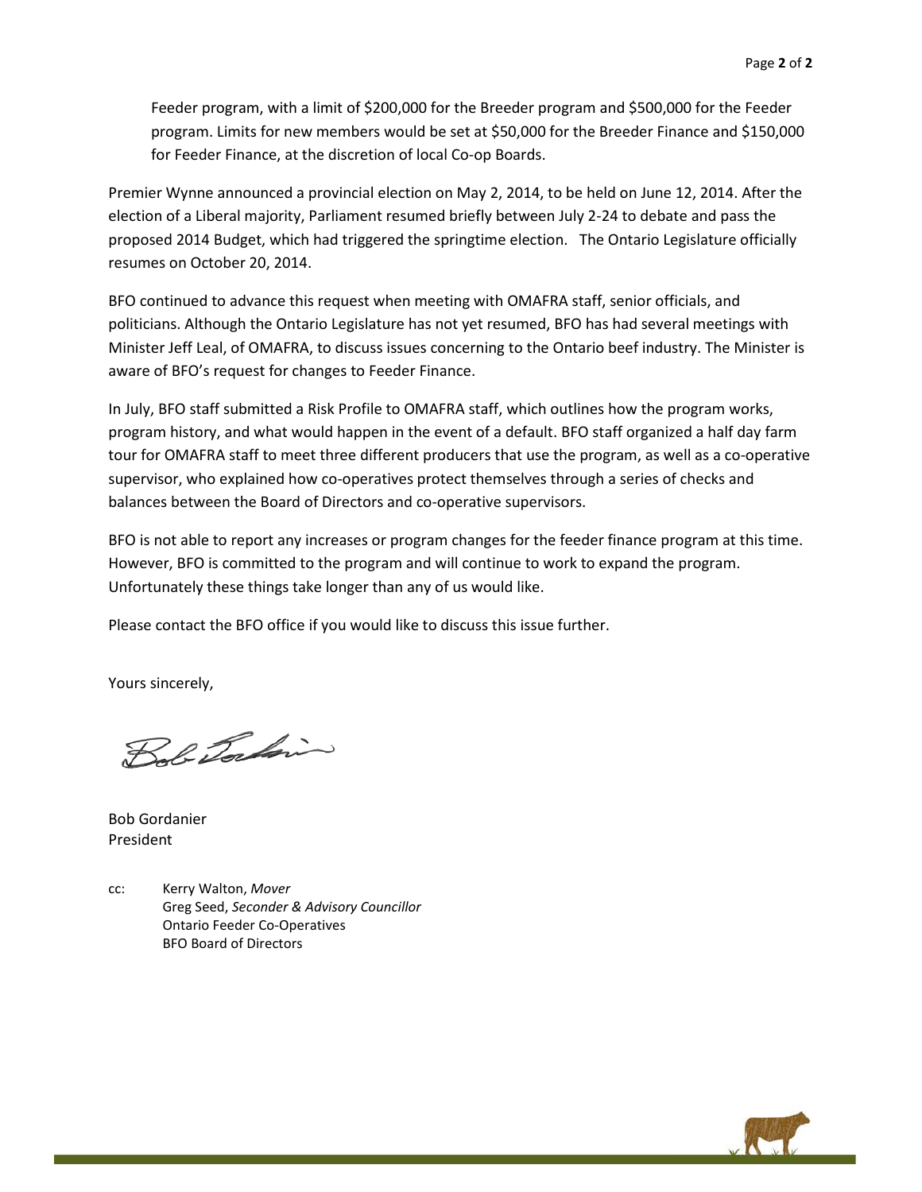Feeder program, with a limit of $200,000 for the Breeder program and $500,000 for the Feeder program. Limits for new members would be set at $50,000 for the Breeder Finance and $150,000 for Feeder Finance, at the discretion of local Co-op Boards.

Premier Wynne announced a provincial election on May 2, 2014, to be held on June 12, 2014. After the election of a Liberal majority, Parliament resumed briefly between July 2-24 to debate and pass the proposed 2014 Budget, which had triggered the springtime election. The Ontario Legislature officially resumes on October 20, 2014.

BFO continued to advance this request when meeting with OMAFRA staff, senior officials, and politicians. Although the Ontario Legislature has not yet resumed, BFO has had several meetings with Minister Jeff Leal, of OMAFRA, to discuss issues concerning to the Ontario beef industry. The Minister is aware of BFO's request for changes to Feeder Finance.

In July, BFO staff submitted a Risk Profile to OMAFRA staff, which outlines how the program works, program history, and what would happen in the event of a default. BFO staff organized a half day farm tour for OMAFRA staff to meet three different producers that use the program, as well as a co-operative supervisor, who explained how co-operatives protect themselves through a series of checks and balances between the Board of Directors and co-operative supervisors.

BFO is not able to report any increases or program changes for the feeder finance program at this time. However, BFO is committed to the program and will continue to work to expand the program. Unfortunately these things take longer than any of us would like.

Please contact the BFO office if you would like to discuss this issue further.

Yours sincerely,

Bob Gordanier
President

cc: Kerry Walton, *Mover*
Greg Seed, *Seconder & Advisory Councillor*
Ontario Feeder Co-Operatives
BFO Board of Directors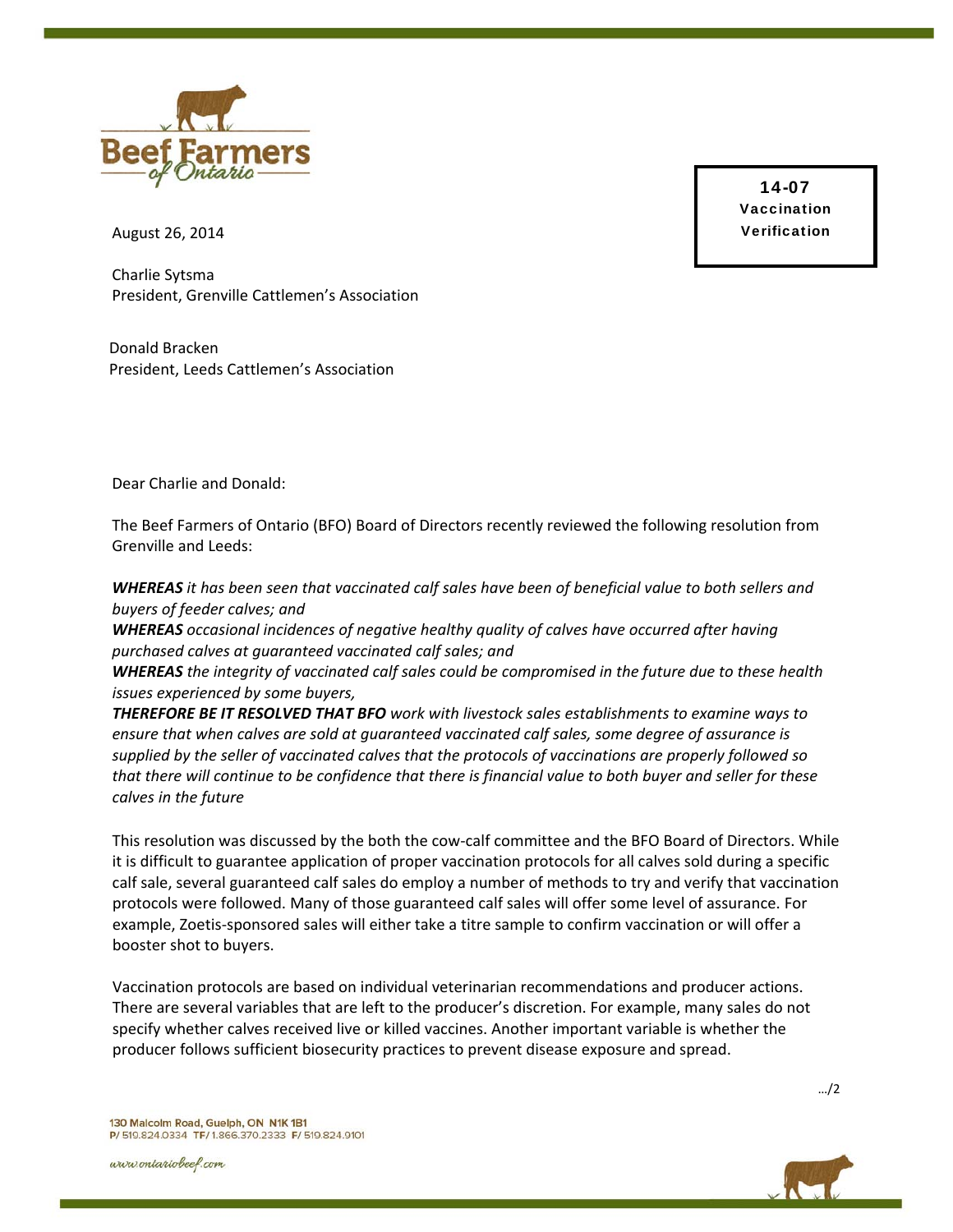**14-07**
**Vaccination Verification**

August 26, 2014

Charlie Sytsma
President, Grenville Cattlemen's Association

Donald Bracken
President, Leeds Cattlemen's Association

Dear Charlie and Donald:

The Beef Farmers of Ontario (BFO) Board of Directors recently reviewed the following resolution from Grenville and Leeds:

***WHEREAS*** *it has been seen that vaccinated calf sales have been of beneficial value to both sellers and buyers of feeder calves; and*
***WHEREAS*** *occasional incidences of negative healthy quality of calves have occurred after having purchased calves at guaranteed vaccinated calf sales; and*
***WHEREAS*** *the integrity of vaccinated calf sales could be compromised in the future due to these health issues experienced by some buyers,*
***THEREFORE BE IT RESOLVED THAT BFO*** *work with livestock sales establishments to examine ways to ensure that when calves are sold at guaranteed vaccinated calf sales, some degree of assurance is supplied by the seller of vaccinated calves that the protocols of vaccinations are properly followed so that there will continue to be confidence that there is financial value to both buyer and seller for these calves in the future*

This resolution was discussed by the both the cow-calf committee and the BFO Board of Directors. While it is difficult to guarantee application of proper vaccination protocols for all calves sold during a specific calf sale, several guaranteed calf sales do employ a number of methods to try and verify that vaccination protocols were followed. Many of those guaranteed calf sales will offer some level of assurance. For example, Zoetis-sponsored sales will either take a titre sample to confirm vaccination or will offer a booster shot to buyers.

Vaccination protocols are based on individual veterinarian recommendations and producer actions. There are several variables that are left to the producer's discretion. For example, many sales do not specify whether calves received live or killed vaccines. Another important variable is whether the producer follows sufficient biosecurity practices to prevent disease exposure and spread.

…/2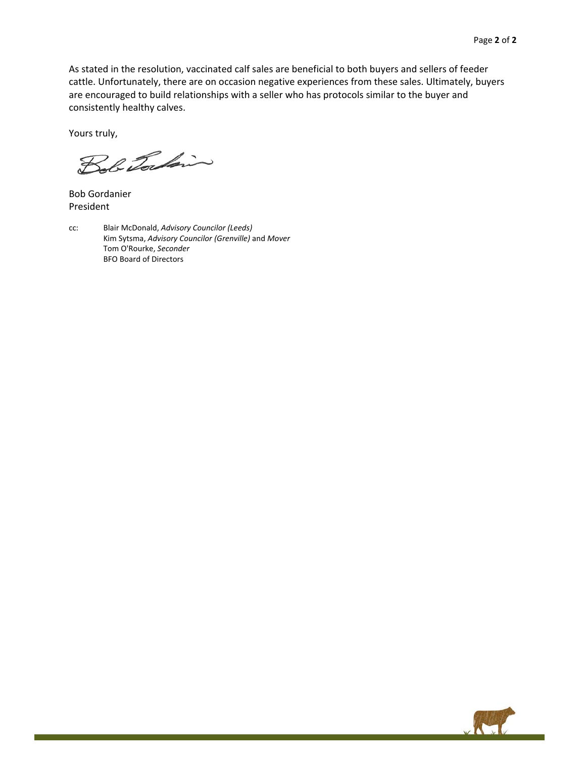As stated in the resolution, vaccinated calf sales are beneficial to both buyers and sellers of feeder cattle. Unfortunately, there are on occasion negative experiences from these sales. Ultimately, buyers are encouraged to build relationships with a seller who has protocols similar to the buyer and consistently healthy calves.

Yours truly,

Bob Gordanier
President

cc: Blair McDonald, *Advisory Councilor (Leeds)*
Kim Sytsma, *Advisory Councilor (Grenville)* and *Mover*
Tom O'Rourke, *Seconder*
BFO Board of Directors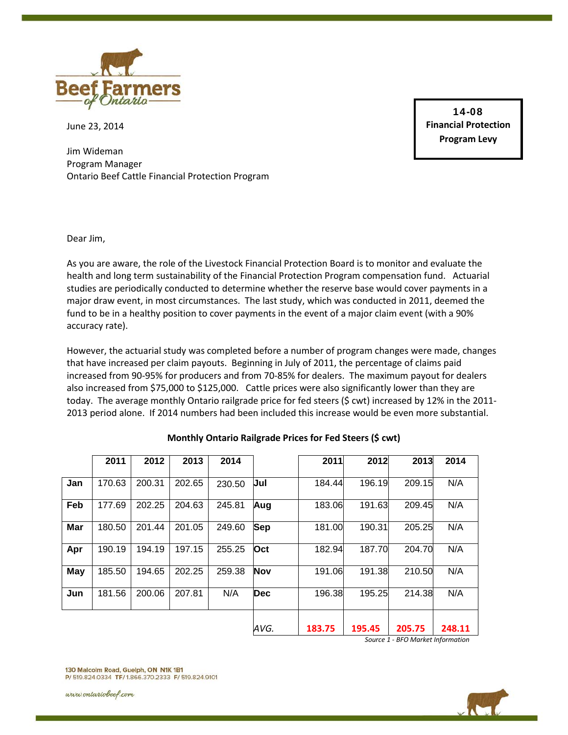**14-08**
**Financial Protection Program Levy**

June 23, 2014

Jim Wideman
Program Manager
Ontario Beef Cattle Financial Protection Program

Dear Jim,

As you are aware, the role of the Livestock Financial Protection Board is to monitor and evaluate the health and long term sustainability of the Financial Protection Program compensation fund. Actuarial studies are periodically conducted to determine whether the reserve base would cover payments in a major draw event, in most circumstances. The last study, which was conducted in 2011, deemed the fund to be in a healthy position to cover payments in the event of a major claim event (with a 90% accuracy rate).

However, the actuarial study was completed before a number of program changes were made, changes that have increased per claim payouts. Beginning in July of 2011, the percentage of claims paid increased from 90-95% for producers and from 70-85% for dealers. The maximum payout for dealers also increased from $75,000 to $125,000. Cattle prices were also significantly lower than they are today. The average monthly Ontario railgrade price for fed steers ($ cwt) increased by 12% in the 2011-2013 period alone. If 2014 numbers had been included this increase would be even more substantial.

**Monthly Ontario Railgrade Prices for Fed Steers ($ cwt)**

| | 2011 | 2012 | 2013 | 2014 | | 2011 | 2012 | 2013 | 2014 |
|---|---|---|---|---|---|---|---|---|---|
| **Jan** | 170.63 | 200.31 | 202.65 | 230.50 | **Jul** | 184.44 | 196.19 | 209.15 | N/A |
| **Feb** | 177.69 | 202.25 | 204.63 | 245.81 | **Aug** | 183.06 | 191.63 | 209.45 | N/A |
| **Mar** | 180.50 | 201.44 | 201.05 | 249.60 | **Sep** | 181.00 | 190.31 | 205.25 | N/A |
| **Apr** | 190.19 | 194.19 | 197.15 | 255.25 | **Oct** | 182.94 | 187.70 | 204.70 | N/A |
| **May** | 185.50 | 194.65 | 202.25 | 259.38 | **Nov** | 191.06 | 191.38 | 210.50 | N/A |
| **Jun** | 181.56 | 200.06 | 207.81 | N/A | **Dec** | 196.38 | 195.25 | 214.38 | N/A |
| | | | | | *AVG.* | **183.75** | **195.45** | **205.75** | **248.11** |

*Source 1 - BFO Market Information*

130 Malcolm Road, Guelph, ON N1K 1B1
P/ 519.824.0334 TF/ 1.866.370.2333 F/ 519.824.9101

www.ontariobeef.com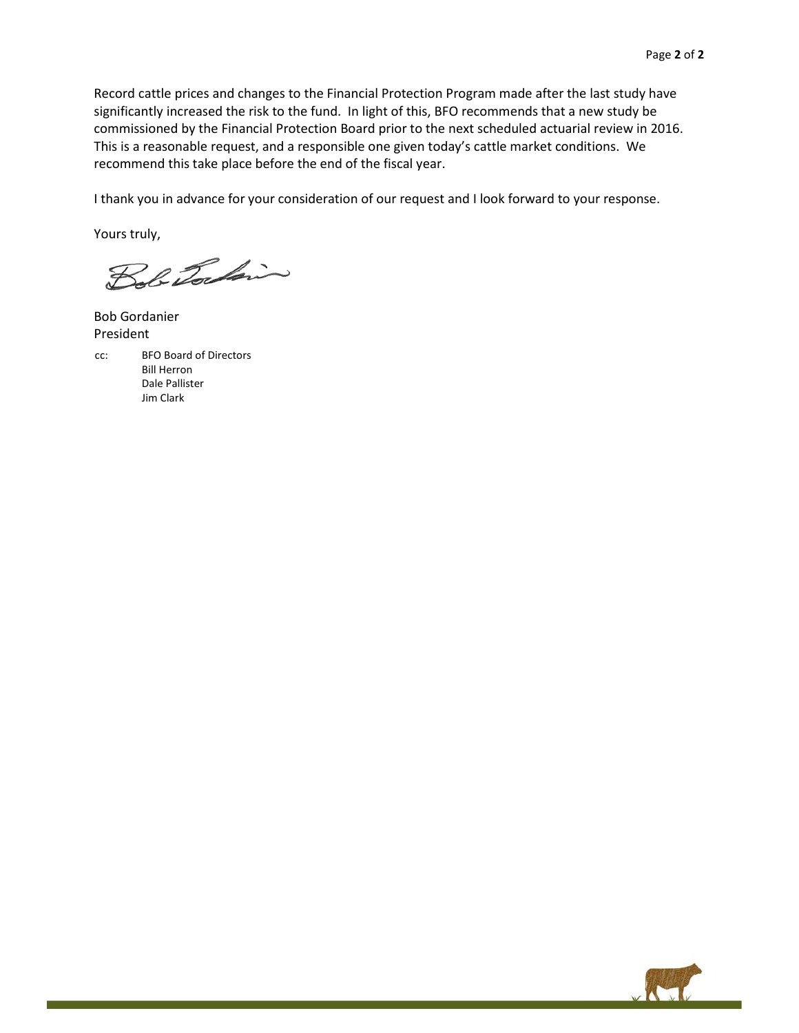Record cattle prices and changes to the Financial Protection Program made after the last study have significantly increased the risk to the fund. In light of this, BFO recommends that a new study be commissioned by the Financial Protection Board prior to the next scheduled actuarial review in 2016. This is a reasonable request, and a responsible one given today's cattle market conditions. We recommend this take place before the end of the fiscal year.

I thank you in advance for your consideration of our request and I look forward to your response.

Yours truly,

Bob Gordanier
President

cc: BFO Board of Directors
Bill Herron
Dale Pallister
Jim Clark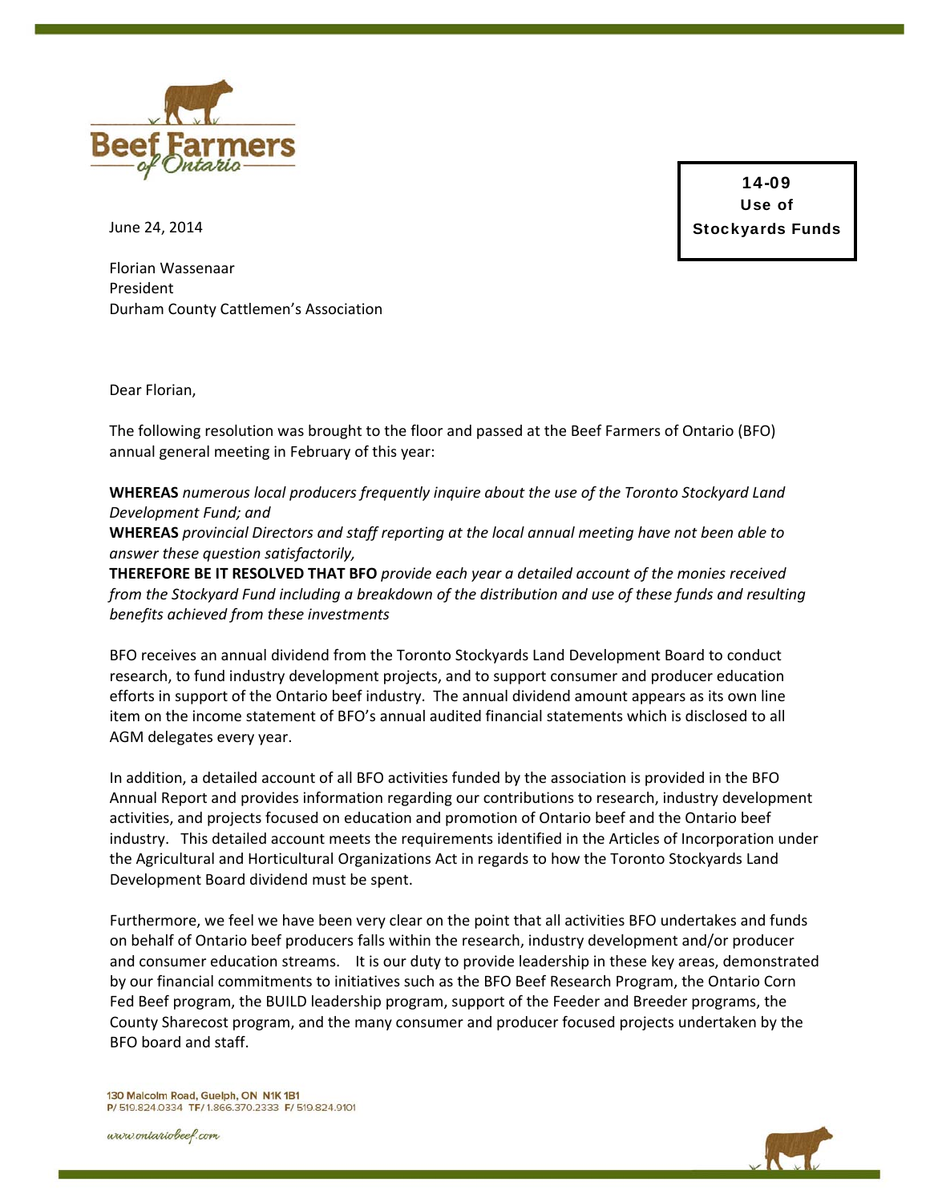**14-09**
**Use of Stockyards Funds**

June 24, 2014

Florian Wassenaar
President
Durham County Cattlemen's Association

Dear Florian,

The following resolution was brought to the floor and passed at the Beef Farmers of Ontario (BFO) annual general meeting in February of this year:

**WHEREAS** *numerous local producers frequently inquire about the use of the Toronto Stockyard Land Development Fund; and*
**WHEREAS** *provincial Directors and staff reporting at the local annual meeting have not been able to answer these question satisfactorily,*
**THEREFORE BE IT RESOLVED THAT BFO** *provide each year a detailed account of the monies received from the Stockyard Fund including a breakdown of the distribution and use of these funds and resulting benefits achieved from these investments*

BFO receives an annual dividend from the Toronto Stockyards Land Development Board to conduct research, to fund industry development projects, and to support consumer and producer education efforts in support of the Ontario beef industry. The annual dividend amount appears as its own line item on the income statement of BFO's annual audited financial statements which is disclosed to all AGM delegates every year.

In addition, a detailed account of all BFO activities funded by the association is provided in the BFO Annual Report and provides information regarding our contributions to research, industry development activities, and projects focused on education and promotion of Ontario beef and the Ontario beef industry. This detailed account meets the requirements identified in the Articles of Incorporation under the Agricultural and Horticultural Organizations Act in regards to how the Toronto Stockyards Land Development Board dividend must be spent.

Furthermore, we feel we have been very clear on the point that all activities BFO undertakes and funds on behalf of Ontario beef producers falls within the research, industry development and/or producer and consumer education streams. It is our duty to provide leadership in these key areas, demonstrated by our financial commitments to initiatives such as the BFO Beef Research Program, the Ontario Corn Fed Beef program, the BUILD leadership program, support of the Feeder and Breeder programs, the County Sharecost program, and the many consumer and producer focused projects undertaken by the BFO board and staff.

130 Malcolm Road, Guelph, ON N1K 1B1
P/ 519.824.0334 TF/ 1.866.370.2333 F/ 519.824.9101

www.ontariobeef.com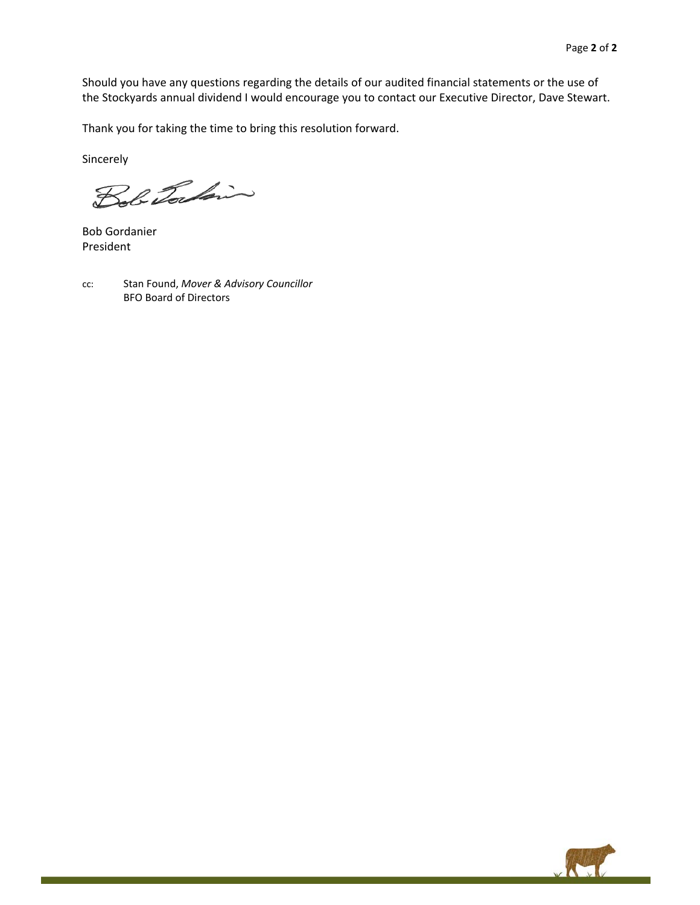Should you have any questions regarding the details of our audited financial statements or the use of the Stockyards annual dividend I would encourage you to contact our Executive Director, Dave Stewart.

Thank you for taking the time to bring this resolution forward.

Sincerely

Bob Gordanier
President

cc: Stan Found, *Mover & Advisory Councillor*
BFO Board of Directors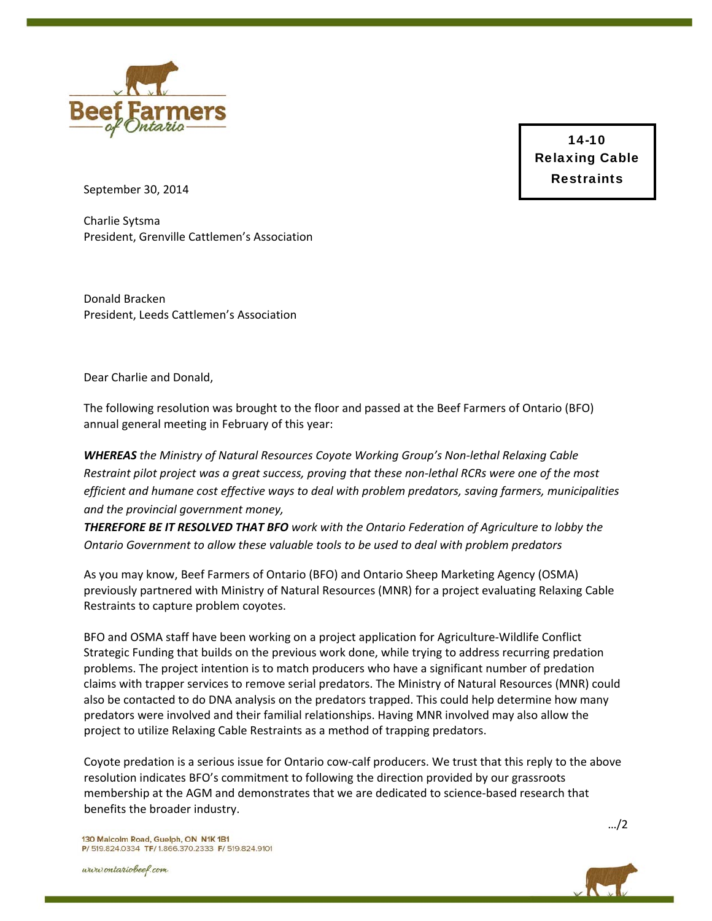**14-10 Relaxing Cable Restraints**

September 30, 2014

Charlie Sytsma
President, Grenville Cattlemen's Association

Donald Bracken
President, Leeds Cattlemen's Association

Dear Charlie and Donald,

The following resolution was brought to the floor and passed at the Beef Farmers of Ontario (BFO) annual general meeting in February of this year:

***WHEREAS*** *the Ministry of Natural Resources Coyote Working Group's Non-lethal Relaxing Cable Restraint pilot project was a great success, proving that these non-lethal RCRs were one of the most efficient and humane cost effective ways to deal with problem predators, saving farmers, municipalities and the provincial government money,*
***THEREFORE BE IT RESOLVED THAT BFO*** *work with the Ontario Federation of Agriculture to lobby the Ontario Government to allow these valuable tools to be used to deal with problem predators*

As you may know, Beef Farmers of Ontario (BFO) and Ontario Sheep Marketing Agency (OSMA) previously partnered with Ministry of Natural Resources (MNR) for a project evaluating Relaxing Cable Restraints to capture problem coyotes.

BFO and OSMA staff have been working on a project application for Agriculture-Wildlife Conflict Strategic Funding that builds on the previous work done, while trying to address recurring predation problems. The project intention is to match producers who have a significant number of predation claims with trapper services to remove serial predators. The Ministry of Natural Resources (MNR) could also be contacted to do DNA analysis on the predators trapped. This could help determine how many predators were involved and their familial relationships. Having MNR involved may also allow the project to utilize Relaxing Cable Restraints as a method of trapping predators.

Coyote predation is a serious issue for Ontario cow-calf producers. We trust that this reply to the above resolution indicates BFO's commitment to following the direction provided by our grassroots membership at the AGM and demonstrates that we are dedicated to science-based research that benefits the broader industry.

.../2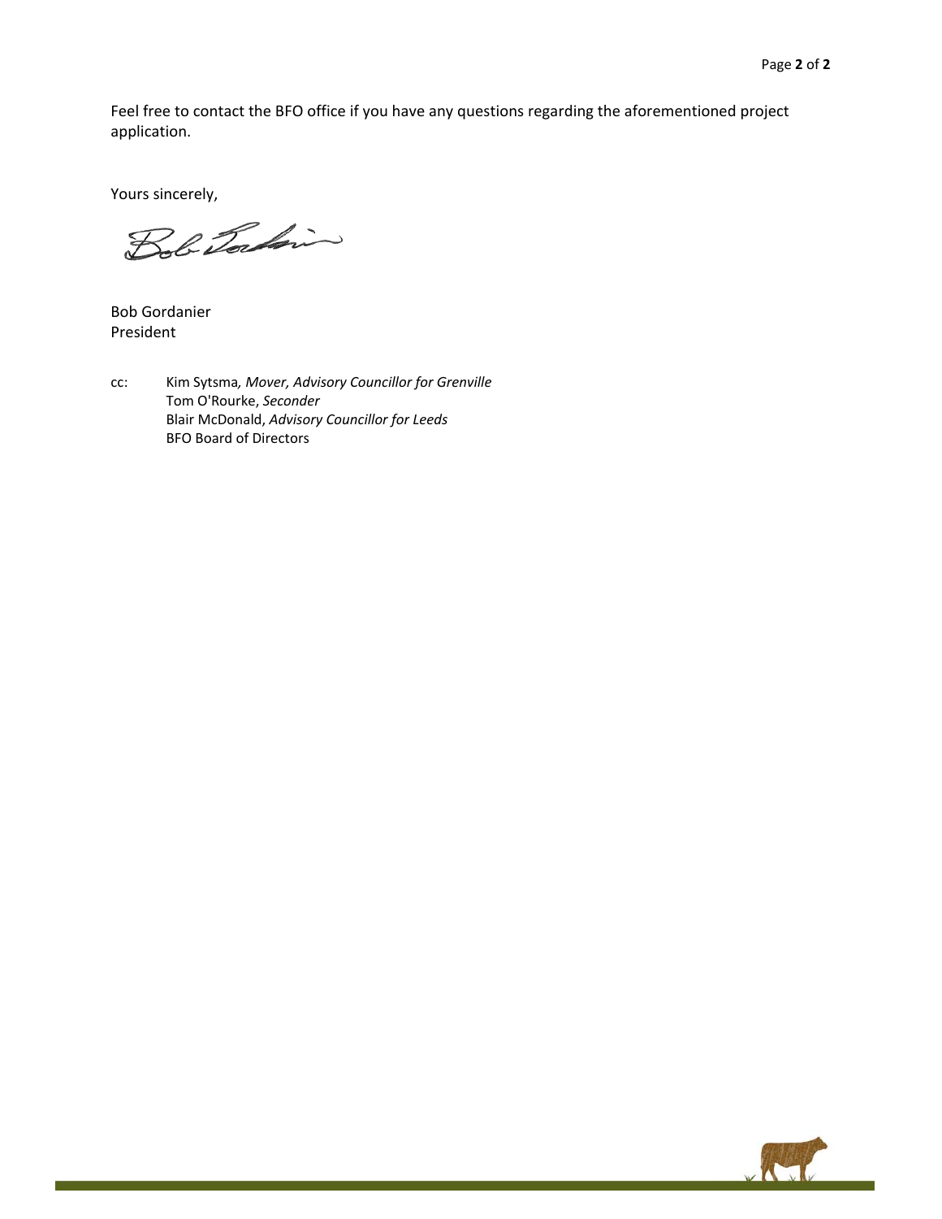Feel free to contact the BFO office if you have any questions regarding the aforementioned project application.

Yours sincerely,

Bob Gordanier
President

cc: Kim Sytsma, *Mover, Advisory Councillor for Grenville*
Tom O'Rourke, *Seconder*
Blair McDonald, *Advisory Councillor for Leeds*
BFO Board of Directors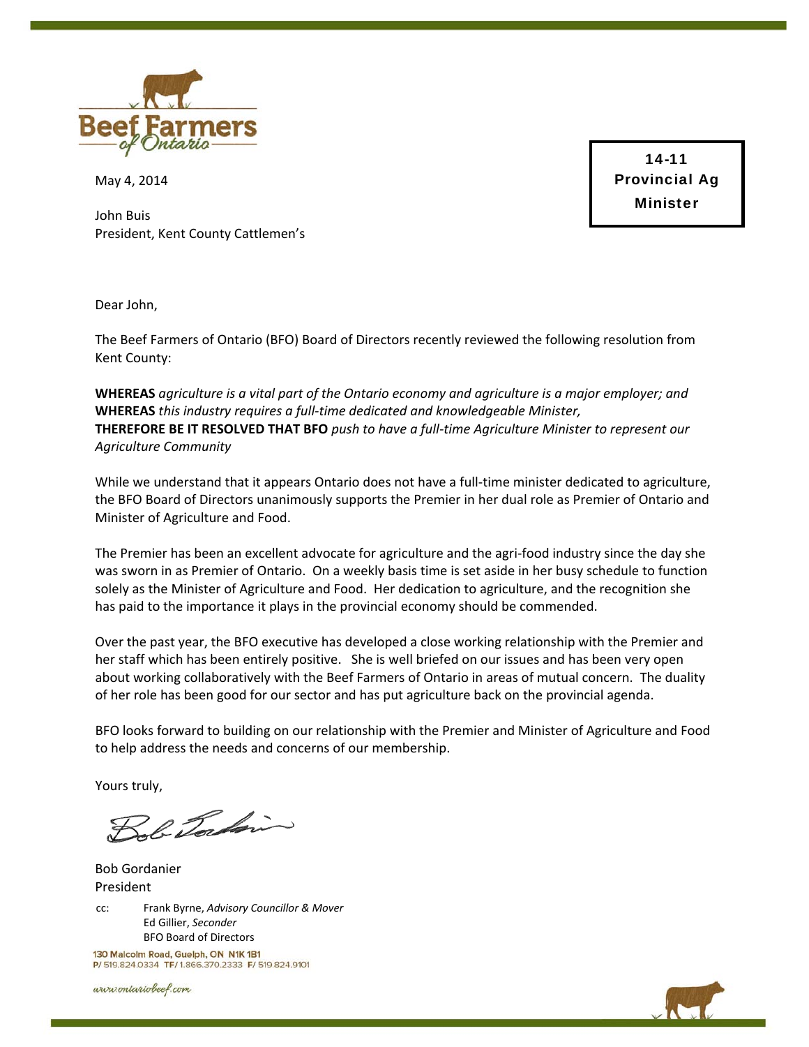**14-11 Provincial Ag Minister**

May 4, 2014

John Buis
President, Kent County Cattlemen's

Dear John,

The Beef Farmers of Ontario (BFO) Board of Directors recently reviewed the following resolution from Kent County:

**WHEREAS** *agriculture is a vital part of the Ontario economy and agriculture is a major employer; and*
**WHEREAS** *this industry requires a full-time dedicated and knowledgeable Minister,*
**THEREFORE BE IT RESOLVED THAT BFO** *push to have a full-time Agriculture Minister to represent our Agriculture Community*

While we understand that it appears Ontario does not have a full-time minister dedicated to agriculture, the BFO Board of Directors unanimously supports the Premier in her dual role as Premier of Ontario and Minister of Agriculture and Food.

The Premier has been an excellent advocate for agriculture and the agri-food industry since the day she was sworn in as Premier of Ontario. On a weekly basis time is set aside in her busy schedule to function solely as the Minister of Agriculture and Food. Her dedication to agriculture, and the recognition she has paid to the importance it plays in the provincial economy should be commended.

Over the past year, the BFO executive has developed a close working relationship with the Premier and her staff which has been entirely positive. She is well briefed on our issues and has been very open about working collaboratively with the Beef Farmers of Ontario in areas of mutual concern. The duality of her role has been good for our sector and has put agriculture back on the provincial agenda.

BFO looks forward to building on our relationship with the Premier and Minister of Agriculture and Food to help address the needs and concerns of our membership.

Yours truly,

Bob Gordanier
President

cc: Frank Byrne, *Advisory Councillor & Mover*
Ed Gillier, *Seconder*
BFO Board of Directors

130 Malcolm Road, Guelph, ON N1K 1B1
P/ 519.824.0334 TF/ 1.866.370.2333 F/ 519.824.9101

www.ontariobeef.com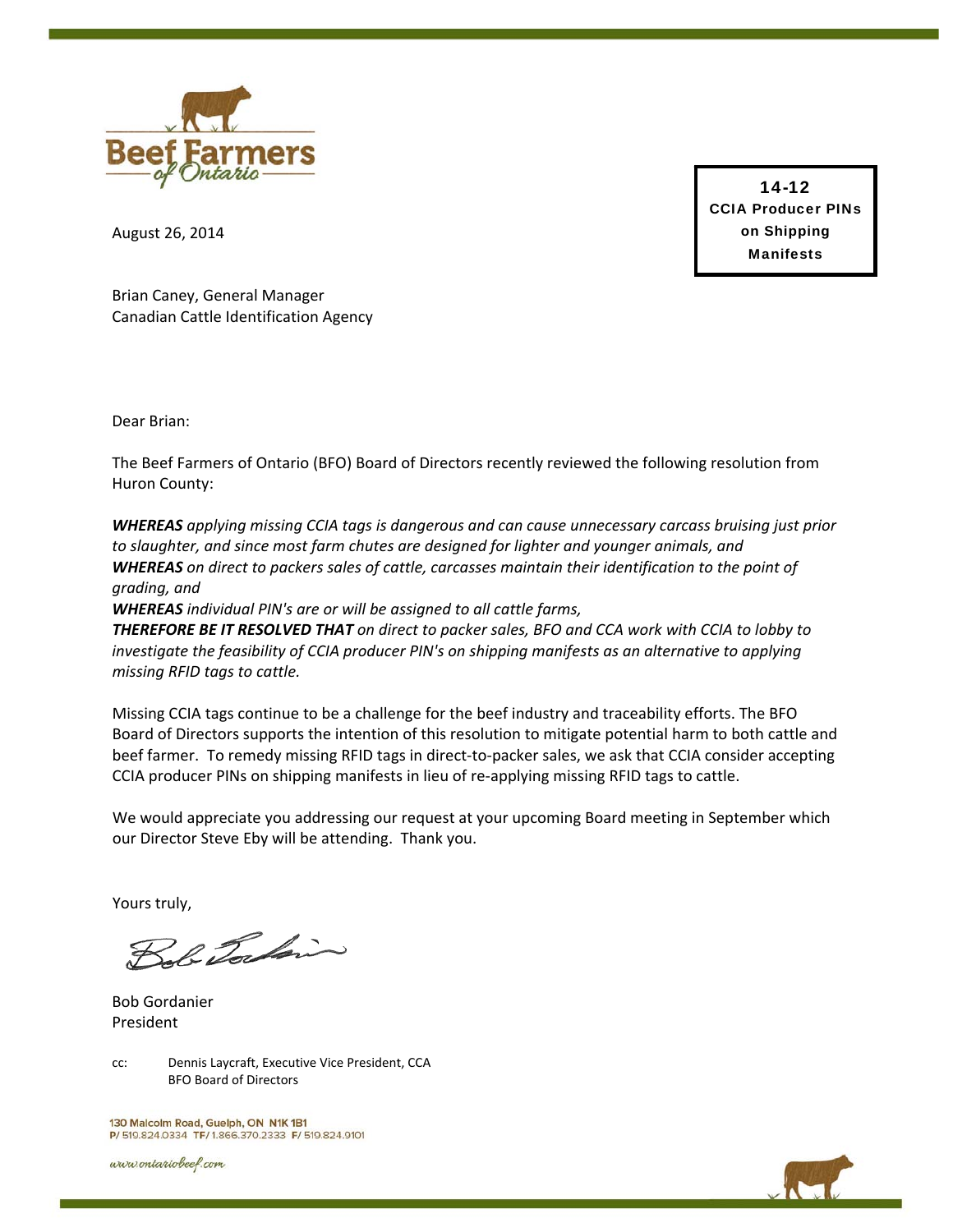Beef Farmers of Ontario

**14-12**
**CCIA Producer PINs on Shipping Manifests**

August 26, 2014

Brian Caney, General Manager
Canadian Cattle Identification Agency

Dear Brian:

The Beef Farmers of Ontario (BFO) Board of Directors recently reviewed the following resolution from Huron County:

***WHEREAS*** *applying missing CCIA tags is dangerous and can cause unnecessary carcass bruising just prior to slaughter, and since most farm chutes are designed for lighter and younger animals, and*
***WHEREAS*** *on direct to packers sales of cattle, carcasses maintain their identification to the point of grading, and*
***WHEREAS*** *individual PIN's are or will be assigned to all cattle farms,*
***THEREFORE BE IT RESOLVED THAT*** *on direct to packer sales, BFO and CCA work with CCIA to lobby to investigate the feasibility of CCIA producer PIN's on shipping manifests as an alternative to applying missing RFID tags to cattle.*

Missing CCIA tags continue to be a challenge for the beef industry and traceability efforts. The BFO Board of Directors supports the intention of this resolution to mitigate potential harm to both cattle and beef farmer. To remedy missing RFID tags in direct-to-packer sales, we ask that CCIA consider accepting CCIA producer PINs on shipping manifests in lieu of re-applying missing RFID tags to cattle.

We would appreciate you addressing our request at your upcoming Board meeting in September which our Director Steve Eby will be attending. Thank you.

Yours truly,

Bob Gordanier
President

cc: Dennis Laycraft, Executive Vice President, CCA
BFO Board of Directors

130 Malcolm Road, Guelph, ON N1K 1B1
P/ 519.824.0334 TF/ 1.866.370.2333 F/ 519.824.9101

www.ontariobeef.com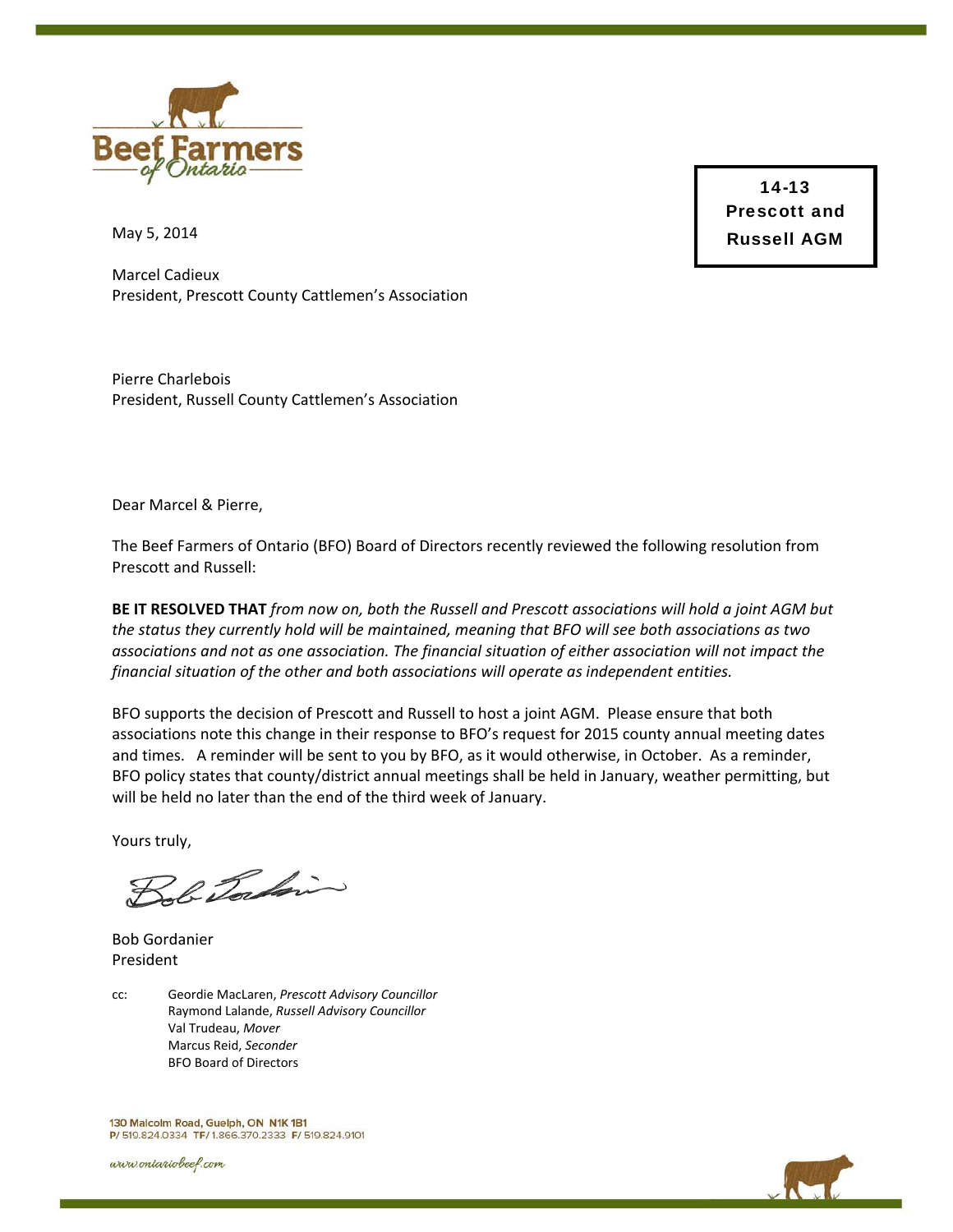**14-13 Prescott and Russell AGM**

May 5, 2014

Marcel Cadieux
President, Prescott County Cattlemen's Association

Pierre Charlebois
President, Russell County Cattlemen's Association

Dear Marcel & Pierre,

The Beef Farmers of Ontario (BFO) Board of Directors recently reviewed the following resolution from Prescott and Russell:

**BE IT RESOLVED THAT** *from now on, both the Russell and Prescott associations will hold a joint AGM but the status they currently hold will be maintained, meaning that BFO will see both associations as two associations and not as one association. The financial situation of either association will not impact the financial situation of the other and both associations will operate as independent entities.*

BFO supports the decision of Prescott and Russell to host a joint AGM. Please ensure that both associations note this change in their response to BFO's request for 2015 county annual meeting dates and times. A reminder will be sent to you by BFO, as it would otherwise, in October. As a reminder, BFO policy states that county/district annual meetings shall be held in January, weather permitting, but will be held no later than the end of the third week of January.

Yours truly,

Bob Gordanier
President

cc: Geordie MacLaren, *Prescott Advisory Councillor*
Raymond Lalande, *Russell Advisory Councillor*
Val Trudeau, *Mover*
Marcus Reid, *Seconder*
BFO Board of Directors

130 Malcolm Road, Guelph, ON N1K 1B1
P/ 519.824.0334 TF/ 1.866.370.2333 F/ 519.824.9101

www.ontariobeef.com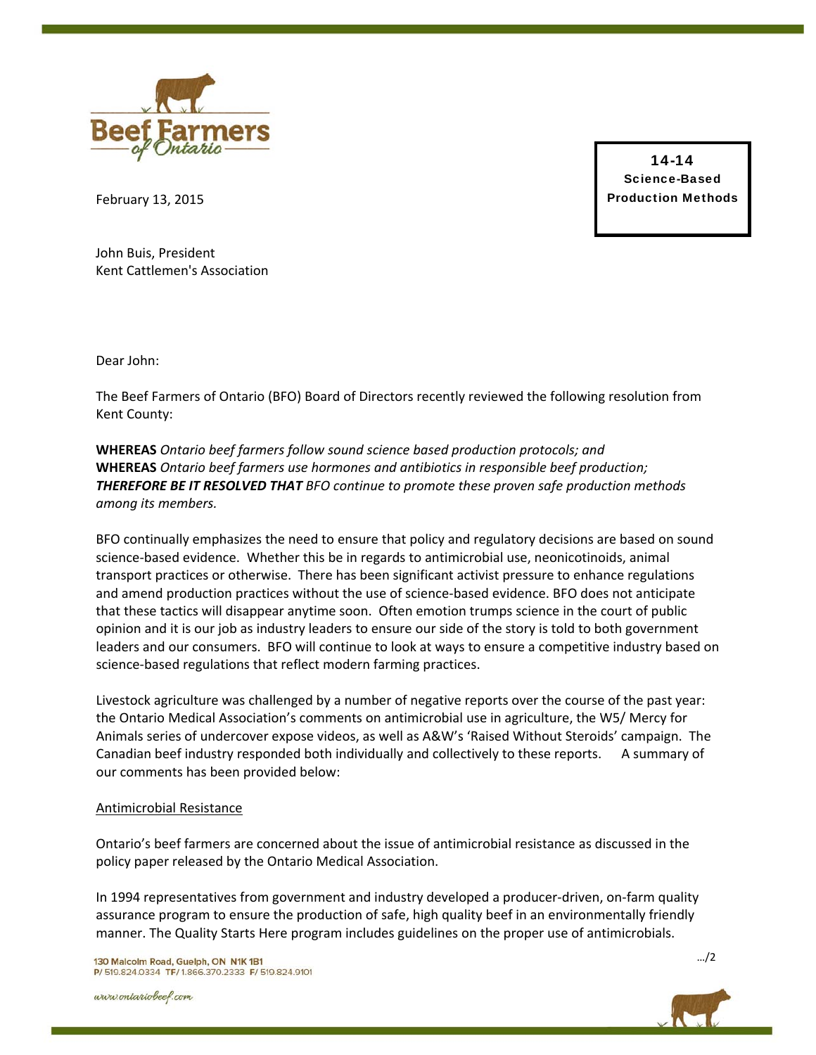**14-14**
**Science-Based Production Methods**

February 13, 2015

John Buis, President
Kent Cattlemen's Association

Dear John:

The Beef Farmers of Ontario (BFO) Board of Directors recently reviewed the following resolution from Kent County:

**WHEREAS** *Ontario beef farmers follow sound science based production protocols; and*
**WHEREAS** *Ontario beef farmers use hormones and antibiotics in responsible beef production;*
***THEREFORE BE IT RESOLVED THAT*** *BFO continue to promote these proven safe production methods among its members.*

BFO continually emphasizes the need to ensure that policy and regulatory decisions are based on sound science-based evidence. Whether this be in regards to antimicrobial use, neonicotinoids, animal transport practices or otherwise. There has been significant activist pressure to enhance regulations and amend production practices without the use of science-based evidence. BFO does not anticipate that these tactics will disappear anytime soon. Often emotion trumps science in the court of public opinion and it is our job as industry leaders to ensure our side of the story is told to both government leaders and our consumers. BFO will continue to look at ways to ensure a competitive industry based on science-based regulations that reflect modern farming practices.

Livestock agriculture was challenged by a number of negative reports over the course of the past year: the Ontario Medical Association's comments on antimicrobial use in agriculture, the W5/ Mercy for Animals series of undercover expose videos, as well as A&W's 'Raised Without Steroids' campaign. The Canadian beef industry responded both individually and collectively to these reports. A summary of our comments has been provided below:

Antimicrobial Resistance

Ontario's beef farmers are concerned about the issue of antimicrobial resistance as discussed in the policy paper released by the Ontario Medical Association.

In 1994 representatives from government and industry developed a producer-driven, on-farm quality assurance program to ensure the production of safe, high quality beef in an environmentally friendly manner. The Quality Starts Here program includes guidelines on the proper use of antimicrobials.

…/2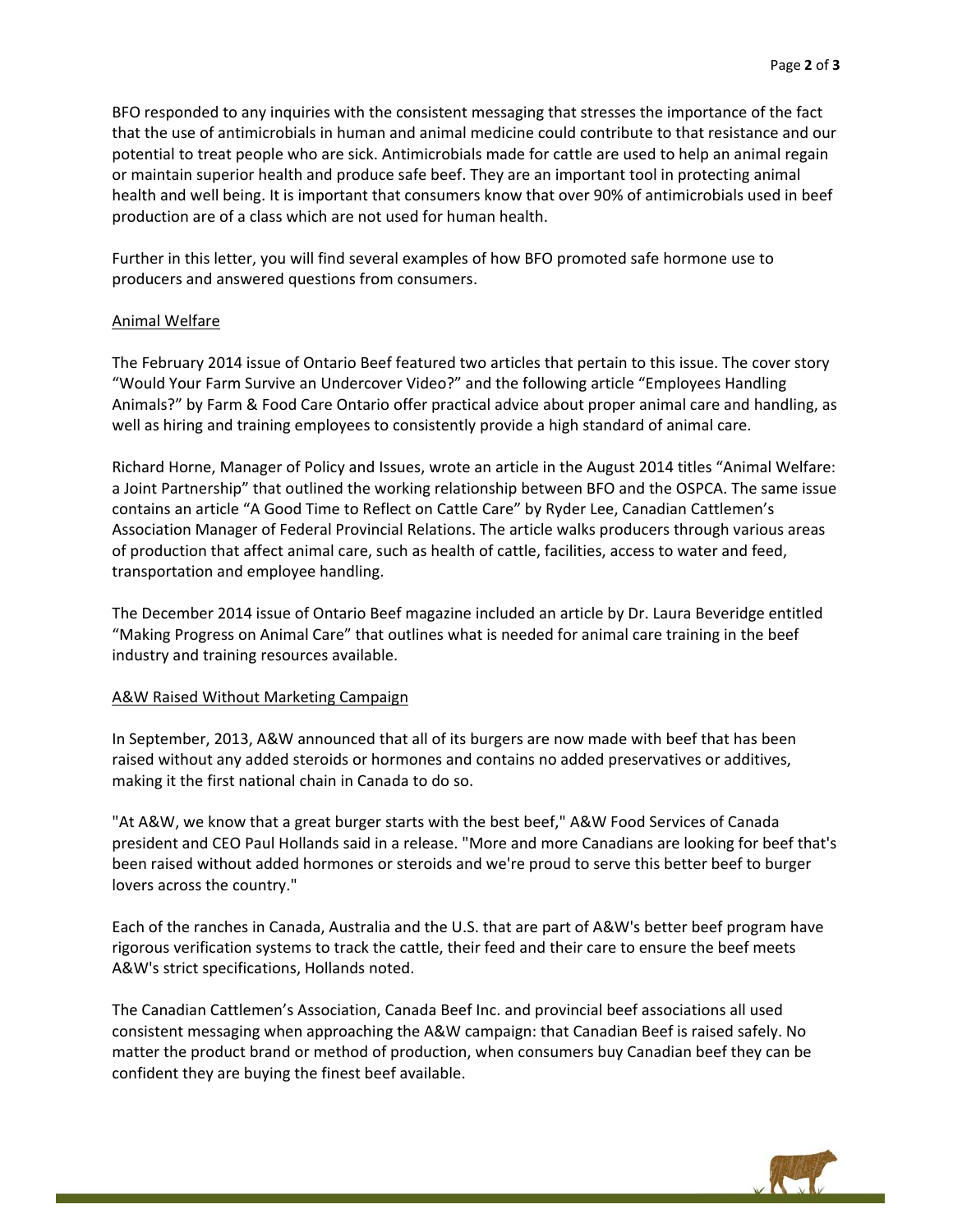BFO responded to any inquiries with the consistent messaging that stresses the importance of the fact that the use of antimicrobials in human and animal medicine could contribute to that resistance and our potential to treat people who are sick. Antimicrobials made for cattle are used to help an animal regain or maintain superior health and produce safe beef. They are an important tool in protecting animal health and well being. It is important that consumers know that over 90% of antimicrobials used in beef production are of a class which are not used for human health.

Further in this letter, you will find several examples of how BFO promoted safe hormone use to producers and answered questions from consumers.

<u>Animal Welfare</u>

The February 2014 issue of Ontario Beef featured two articles that pertain to this issue. The cover story "Would Your Farm Survive an Undercover Video?" and the following article "Employees Handling Animals?" by Farm & Food Care Ontario offer practical advice about proper animal care and handling, as well as hiring and training employees to consistently provide a high standard of animal care.

Richard Horne, Manager of Policy and Issues, wrote an article in the August 2014 titles "Animal Welfare: a Joint Partnership" that outlined the working relationship between BFO and the OSPCA. The same issue contains an article "A Good Time to Reflect on Cattle Care" by Ryder Lee, Canadian Cattlemen's Association Manager of Federal Provincial Relations. The article walks producers through various areas of production that affect animal care, such as health of cattle, facilities, access to water and feed, transportation and employee handling.

The December 2014 issue of Ontario Beef magazine included an article by Dr. Laura Beveridge entitled "Making Progress on Animal Care" that outlines what is needed for animal care training in the beef industry and training resources available.

<u>A&W Raised Without Marketing Campaign</u>

In September, 2013, A&W announced that all of its burgers are now made with beef that has been raised without any added steroids or hormones and contains no added preservatives or additives, making it the first national chain in Canada to do so.

"At A&W, we know that a great burger starts with the best beef," A&W Food Services of Canada president and CEO Paul Hollands said in a release. "More and more Canadians are looking for beef that's been raised without added hormones or steroids and we're proud to serve this better beef to burger lovers across the country."

Each of the ranches in Canada, Australia and the U.S. that are part of A&W's better beef program have rigorous verification systems to track the cattle, their feed and their care to ensure the beef meets A&W's strict specifications, Hollands noted.

The Canadian Cattlemen's Association, Canada Beef Inc. and provincial beef associations all used consistent messaging when approaching the A&W campaign: that Canadian Beef is raised safely. No matter the product brand or method of production, when consumers buy Canadian beef they can be confident they are buying the finest beef available.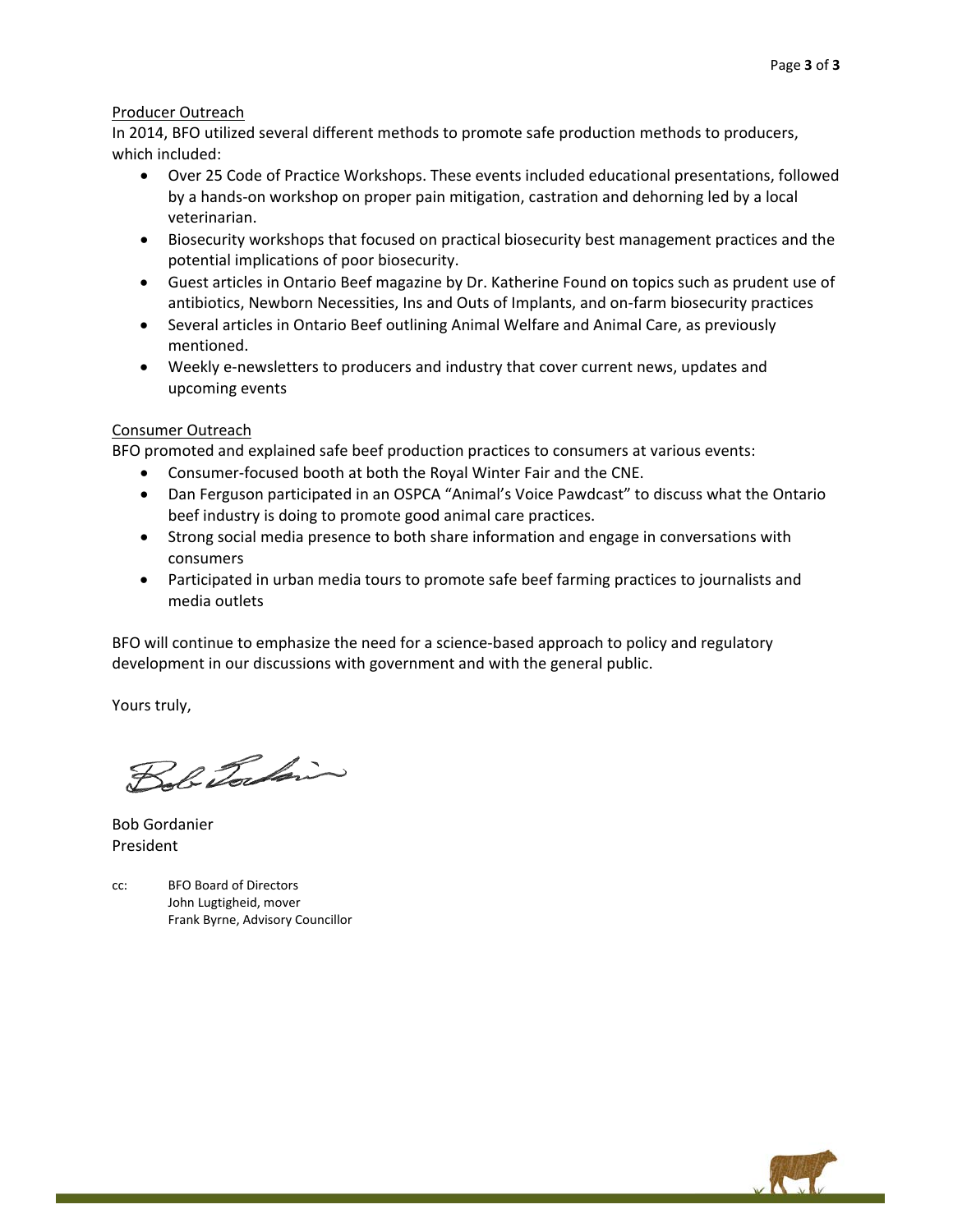Producer Outreach

In 2014, BFO utilized several different methods to promote safe production methods to producers, which included:

- Over 25 Code of Practice Workshops. These events included educational presentations, followed by a hands-on workshop on proper pain mitigation, castration and dehorning led by a local veterinarian.
- Biosecurity workshops that focused on practical biosecurity best management practices and the potential implications of poor biosecurity.
- Guest articles in Ontario Beef magazine by Dr. Katherine Found on topics such as prudent use of antibiotics, Newborn Necessities, Ins and Outs of Implants, and on-farm biosecurity practices
- Several articles in Ontario Beef outlining Animal Welfare and Animal Care, as previously mentioned.
- Weekly e-newsletters to producers and industry that cover current news, updates and upcoming events

Consumer Outreach

BFO promoted and explained safe beef production practices to consumers at various events:

- Consumer-focused booth at both the Royal Winter Fair and the CNE.
- Dan Ferguson participated in an OSPCA "Animal's Voice Pawdcast" to discuss what the Ontario beef industry is doing to promote good animal care practices.
- Strong social media presence to both share information and engage in conversations with consumers
- Participated in urban media tours to promote safe beef farming practices to journalists and media outlets

BFO will continue to emphasize the need for a science-based approach to policy and regulatory development in our discussions with government and with the general public.

Yours truly,

Bob Gordanier
President

cc: BFO Board of Directors
John Lugtigheid, mover
Frank Byrne, Advisory Councillor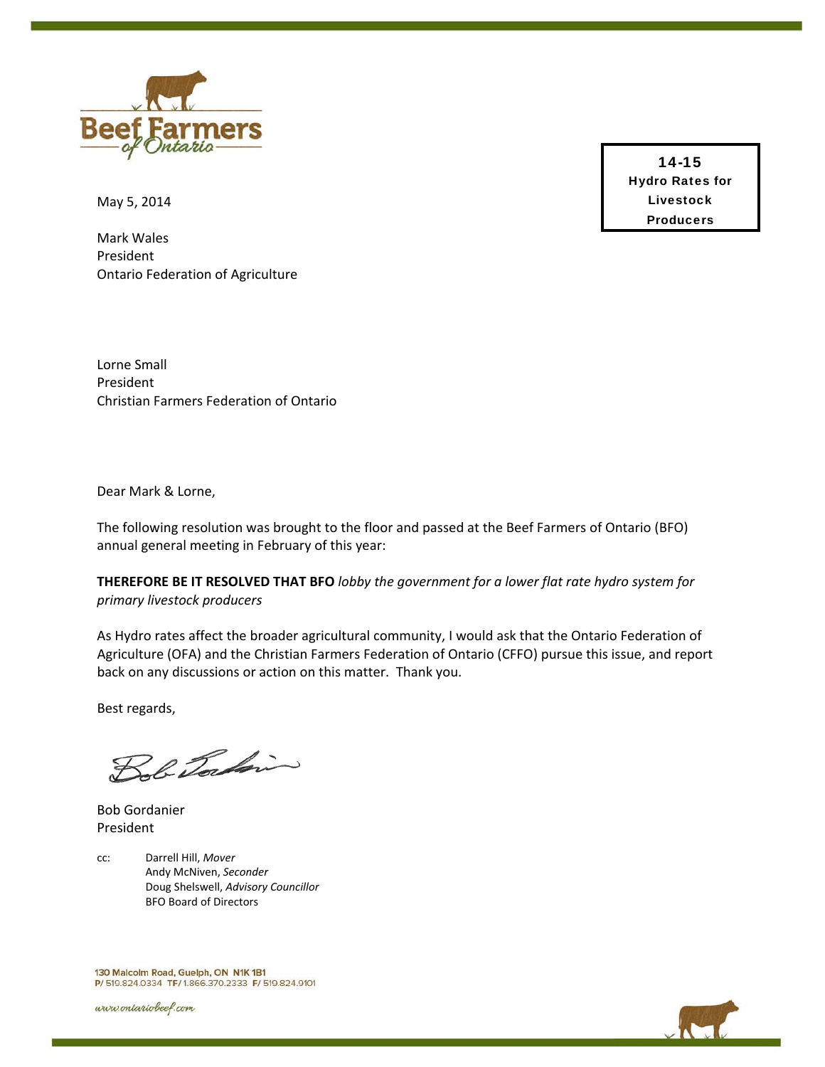Beef Farmers of Ontario

**14-15**
**Hydro Rates for Livestock Producers**

May 5, 2014

Mark Wales
President
Ontario Federation of Agriculture

Lorne Small
President
Christian Farmers Federation of Ontario

Dear Mark & Lorne,

The following resolution was brought to the floor and passed at the Beef Farmers of Ontario (BFO) annual general meeting in February of this year:

**THEREFORE BE IT RESOLVED THAT BFO** *lobby the government for a lower flat rate hydro system for primary livestock producers*

As Hydro rates affect the broader agricultural community, I would ask that the Ontario Federation of Agriculture (OFA) and the Christian Farmers Federation of Ontario (CFFO) pursue this issue, and report back on any discussions or action on this matter. Thank you.

Best regards,

Bob Gordanier
President

cc: Darrell Hill, *Mover*
Andy McNiven, *Seconder*
Doug Shelswell, *Advisory Councillor*
BFO Board of Directors

130 Malcolm Road, Guelph, ON N1K 1B1
P/ 519.824.0334 TF/ 1.866.370.2333 F/ 519.824.9101

www.ontariobeef.com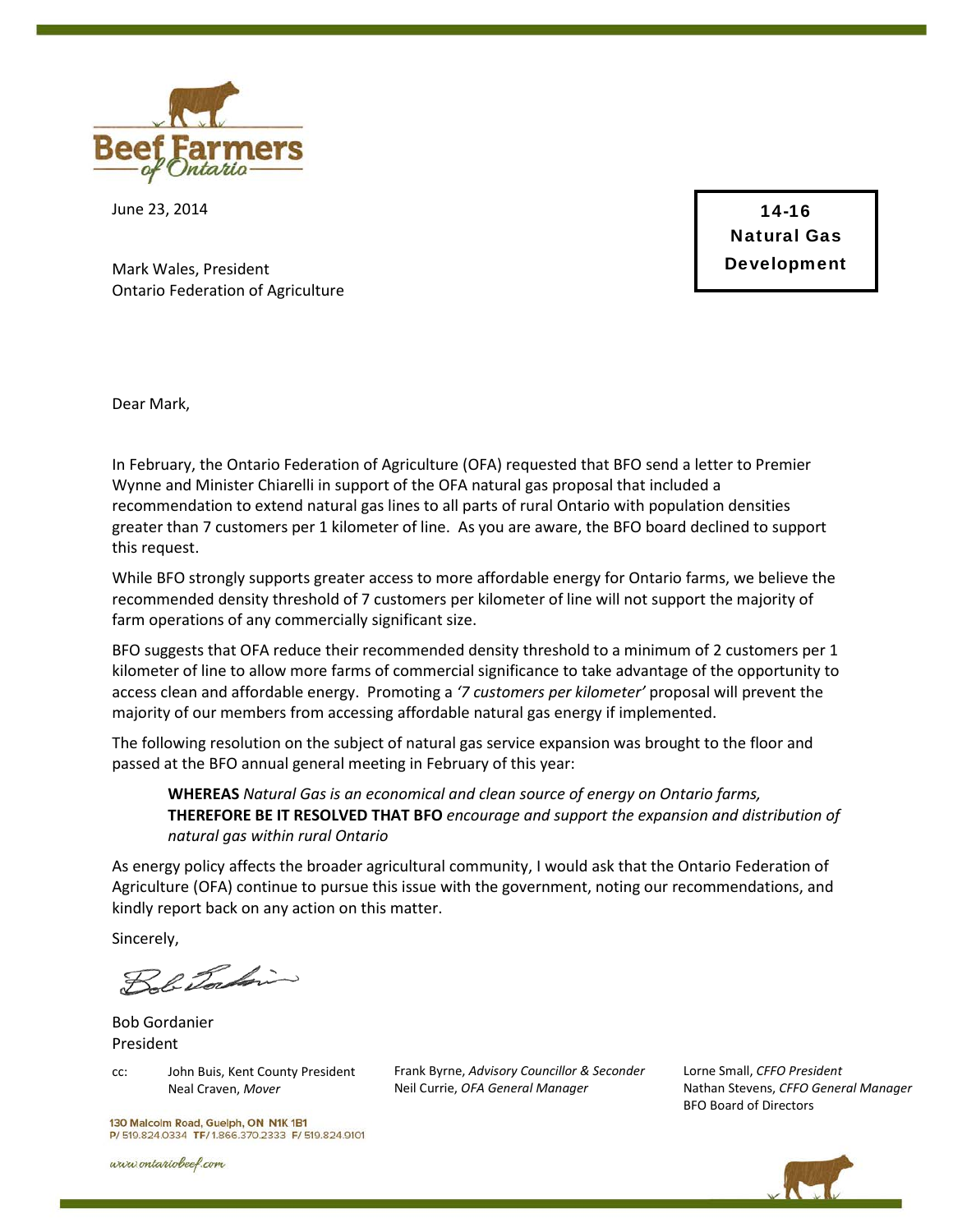Beef Farmers of Ontario

June 23, 2014

**14-16 Natural Gas Development**

Mark Wales, President
Ontario Federation of Agriculture

Dear Mark,

In February, the Ontario Federation of Agriculture (OFA) requested that BFO send a letter to Premier Wynne and Minister Chiarelli in support of the OFA natural gas proposal that included a recommendation to extend natural gas lines to all parts of rural Ontario with population densities greater than 7 customers per 1 kilometer of line. As you are aware, the BFO board declined to support this request.

While BFO strongly supports greater access to more affordable energy for Ontario farms, we believe the recommended density threshold of 7 customers per kilometer of line will not support the majority of farm operations of any commercially significant size.

BFO suggests that OFA reduce their recommended density threshold to a minimum of 2 customers per 1 kilometer of line to allow more farms of commercial significance to take advantage of the opportunity to access clean and affordable energy. Promoting a *'7 customers per kilometer'* proposal will prevent the majority of our members from accessing affordable natural gas energy if implemented.

The following resolution on the subject of natural gas service expansion was brought to the floor and passed at the BFO annual general meeting in February of this year:

> **WHEREAS** *Natural Gas is an economical and clean source of energy on Ontario farms,*
> **THEREFORE BE IT RESOLVED THAT BFO** *encourage and support the expansion and distribution of natural gas within rural Ontario*

As energy policy affects the broader agricultural community, I would ask that the Ontario Federation of Agriculture (OFA) continue to pursue this issue with the government, noting our recommendations, and kindly report back on any action on this matter.

Sincerely,

Bob Gordanier
President

cc: John Buis, Kent County President
Neal Craven, *Mover*
Frank Byrne, *Advisory Councillor & Seconder*
Neil Currie, *OFA General Manager*
Lorne Small, *CFFO President*
Nathan Stevens, *CFFO General Manager*
BFO Board of Directors

130 Malcolm Road, Guelph, ON N1K 1B1
P/ 519.824.0334 TF/ 1.866.370.2333 F/ 519.824.9101

www.ontariobeef.com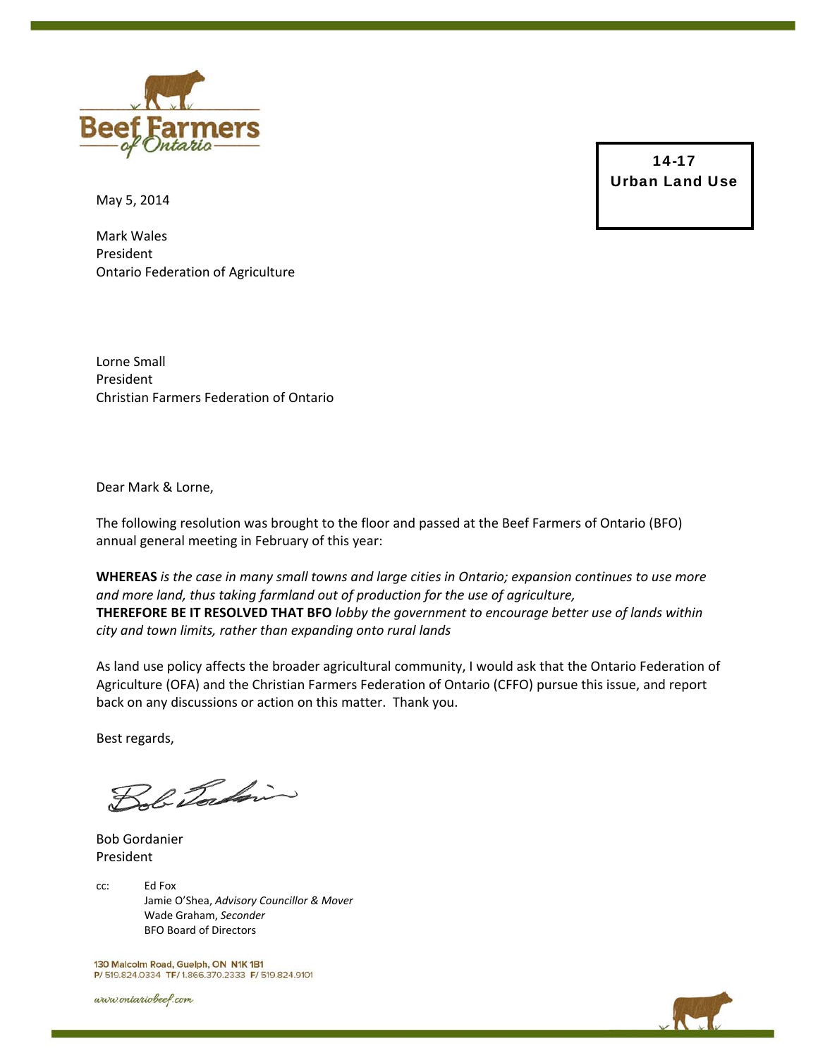**14-17**
**Urban Land Use**

May 5, 2014

Mark Wales
President
Ontario Federation of Agriculture

Lorne Small
President
Christian Farmers Federation of Ontario

Dear Mark & Lorne,

The following resolution was brought to the floor and passed at the Beef Farmers of Ontario (BFO) annual general meeting in February of this year:

**WHEREAS** *is the case in many small towns and large cities in Ontario; expansion continues to use more and more land, thus taking farmland out of production for the use of agriculture,*
**THEREFORE BE IT RESOLVED THAT BFO** *lobby the government to encourage better use of lands within city and town limits, rather than expanding onto rural lands*

As land use policy affects the broader agricultural community, I would ask that the Ontario Federation of Agriculture (OFA) and the Christian Farmers Federation of Ontario (CFFO) pursue this issue, and report back on any discussions or action on this matter. Thank you.

Best regards,

Bob Gordanier
President

cc: Ed Fox
Jamie O'Shea, *Advisory Councillor & Mover*
Wade Graham, *Seconder*
BFO Board of Directors

130 Malcolm Road, Guelph, ON N1K 1B1
P/ 519.824.0334 TF/ 1.866.370.2333 F/ 519.824.9101

www.ontariobeef.com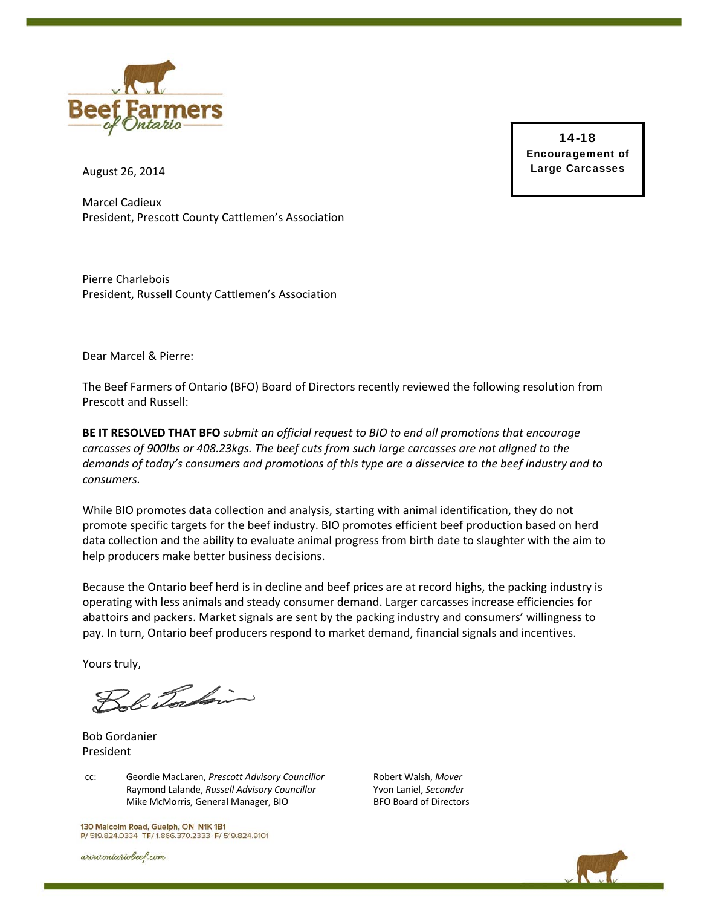**14-18**
**Encouragement of Large Carcasses**

August 26, 2014

Marcel Cadieux
President, Prescott County Cattlemen's Association

Pierre Charlebois
President, Russell County Cattlemen's Association

Dear Marcel & Pierre:

The Beef Farmers of Ontario (BFO) Board of Directors recently reviewed the following resolution from Prescott and Russell:

**BE IT RESOLVED THAT BFO** *submit an official request to BIO to end all promotions that encourage carcasses of 900lbs or 408.23kgs. The beef cuts from such large carcasses are not aligned to the demands of today's consumers and promotions of this type are a disservice to the beef industry and to consumers.*

While BIO promotes data collection and analysis, starting with animal identification, they do not promote specific targets for the beef industry. BIO promotes efficient beef production based on herd data collection and the ability to evaluate animal progress from birth date to slaughter with the aim to help producers make better business decisions.

Because the Ontario beef herd is in decline and beef prices are at record highs, the packing industry is operating with less animals and steady consumer demand. Larger carcasses increase efficiencies for abattoirs and packers. Market signals are sent by the packing industry and consumers' willingness to pay. In turn, Ontario beef producers respond to market demand, financial signals and incentives.

Yours truly,

Bob Gordanier
President

cc: Geordie MacLaren, *Prescott Advisory Councillor*
Raymond Lalande, *Russell Advisory Councillor*
Mike McMorris, General Manager, BIO
Robert Walsh, *Mover*
Yvon Laniel, *Seconder*
BFO Board of Directors

130 Malcolm Road, Guelph, ON N1K 1B1
P/ 519.824.0334 TF/ 1.866.370.2333 F/ 519.824.9101

www.ontariobeef.com